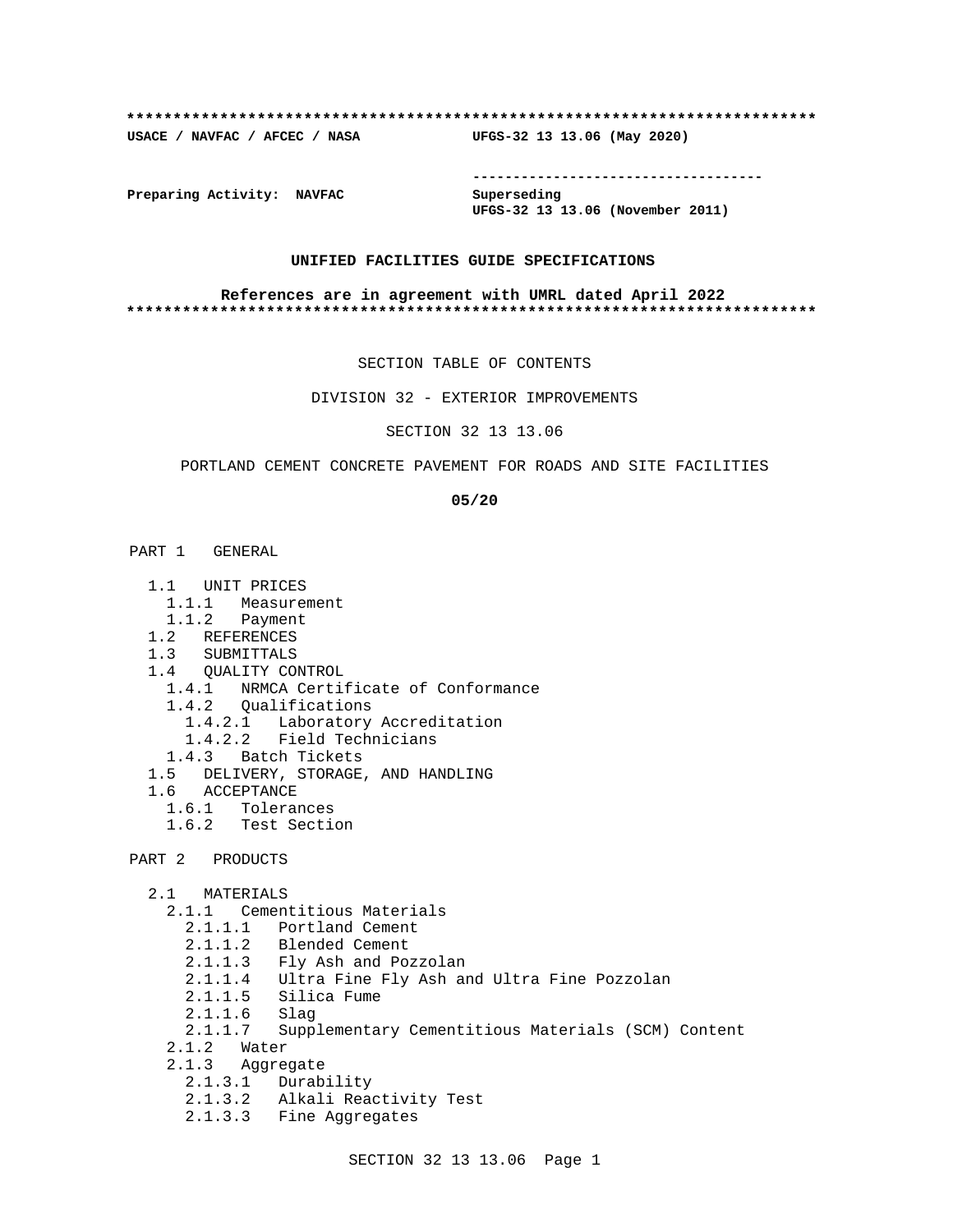**************************************************************************

**USACE / NAVFAC / AFCEC / NASA** **UFGS-32 13 13.06 (May 2020)**

-----------------------------------

**Preparing Activity: NAVFAC** **Superseding**
**UFGS-32 13 13.06 (November 2011)**

**UNIFIED FACILITIES GUIDE SPECIFICATIONS**

**References are in agreement with UMRL dated April 2022**

**************************************************************************

SECTION TABLE OF CONTENTS

DIVISION 32 - EXTERIOR IMPROVEMENTS

SECTION 32 13 13.06

PORTLAND CEMENT CONCRETE PAVEMENT FOR ROADS AND SITE FACILITIES

**05/20**

PART 1 GENERAL

- 1.1 UNIT PRICES
  - 1.1.1 Measurement
  - 1.1.2 Payment
- 1.2 REFERENCES
- 1.3 SUBMITTALS
- 1.4 QUALITY CONTROL
  - 1.4.1 NRMCA Certificate of Conformance
  - 1.4.2 Qualifications
    - 1.4.2.1 Laboratory Accreditation
    - 1.4.2.2 Field Technicians
  - 1.4.3 Batch Tickets
- 1.5 DELIVERY, STORAGE, AND HANDLING
- 1.6 ACCEPTANCE
  - 1.6.1 Tolerances
  - 1.6.2 Test Section

PART 2 PRODUCTS

- 2.1 MATERIALS
  - 2.1.1 Cementitious Materials
    - 2.1.1.1 Portland Cement
    - 2.1.1.2 Blended Cement
    - 2.1.1.3 Fly Ash and Pozzolan
    - 2.1.1.4 Ultra Fine Fly Ash and Ultra Fine Pozzolan
    - 2.1.1.5 Silica Fume
    - 2.1.1.6 Slag
    - 2.1.1.7 Supplementary Cementitious Materials (SCM) Content
  - 2.1.2 Water
  - 2.1.3 Aggregate
    - 2.1.3.1 Durability
    - 2.1.3.2 Alkali Reactivity Test
    - 2.1.3.3 Fine Aggregates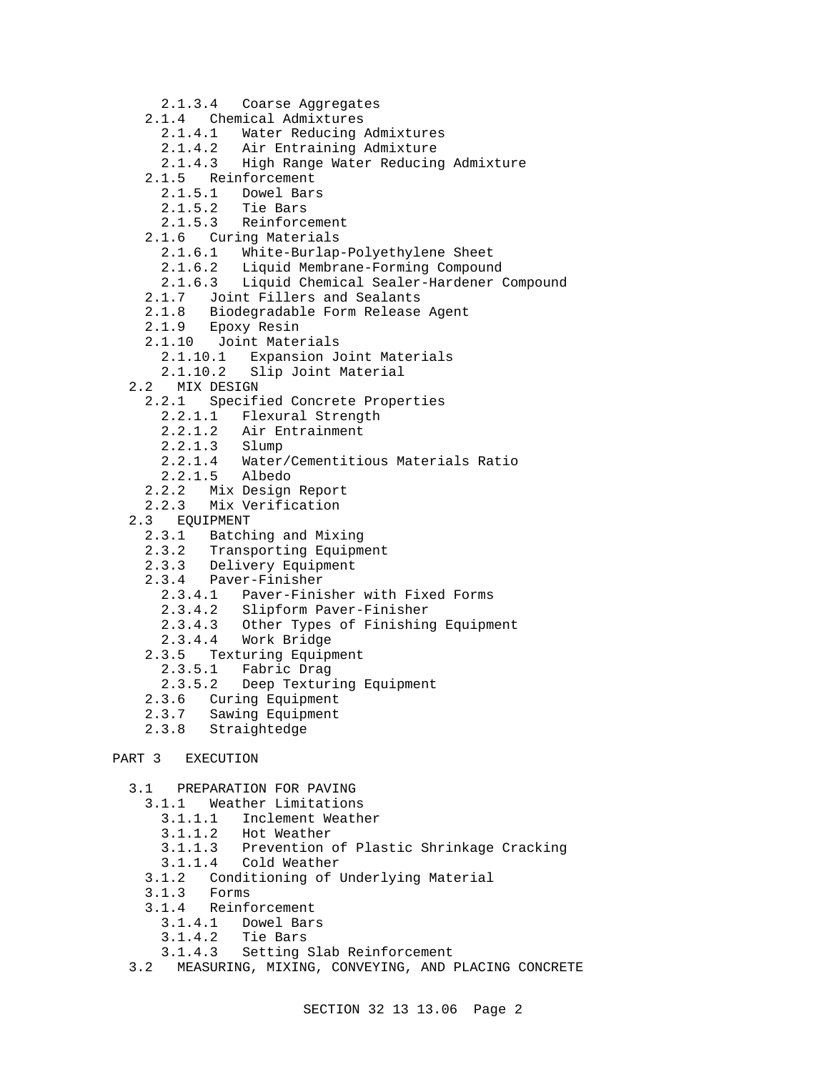- 2.1.3.4 Coarse Aggregates
- 2.1.4 Chemical Admixtures
  - 2.1.4.1 Water Reducing Admixtures
  - 2.1.4.2 Air Entraining Admixture
  - 2.1.4.3 High Range Water Reducing Admixture
- 2.1.5 Reinforcement
  - 2.1.5.1 Dowel Bars
  - 2.1.5.2 Tie Bars
  - 2.1.5.3 Reinforcement
- 2.1.6 Curing Materials
  - 2.1.6.1 White-Burlap-Polyethylene Sheet
  - 2.1.6.2 Liquid Membrane-Forming Compound
  - 2.1.6.3 Liquid Chemical Sealer-Hardener Compound
- 2.1.7 Joint Fillers and Sealants
- 2.1.8 Biodegradable Form Release Agent
- 2.1.9 Epoxy Resin
- 2.1.10 Joint Materials
  - 2.1.10.1 Expansion Joint Materials
  - 2.1.10.2 Slip Joint Material

2.2 MIX DESIGN
- 2.2.1 Specified Concrete Properties
  - 2.2.1.1 Flexural Strength
  - 2.2.1.2 Air Entrainment
  - 2.2.1.3 Slump
  - 2.2.1.4 Water/Cementitious Materials Ratio
  - 2.2.1.5 Albedo
- 2.2.2 Mix Design Report
- 2.2.3 Mix Verification

2.3 EQUIPMENT
- 2.3.1 Batching and Mixing
- 2.3.2 Transporting Equipment
- 2.3.3 Delivery Equipment
- 2.3.4 Paver-Finisher
  - 2.3.4.1 Paver-Finisher with Fixed Forms
  - 2.3.4.2 Slipform Paver-Finisher
  - 2.3.4.3 Other Types of Finishing Equipment
  - 2.3.4.4 Work Bridge
- 2.3.5 Texturing Equipment
  - 2.3.5.1 Fabric Drag
  - 2.3.5.2 Deep Texturing Equipment
- 2.3.6 Curing Equipment
- 2.3.7 Sawing Equipment
- 2.3.8 Straightedge

PART 3 EXECUTION

3.1 PREPARATION FOR PAVING
- 3.1.1 Weather Limitations
  - 3.1.1.1 Inclement Weather
  - 3.1.1.2 Hot Weather
  - 3.1.1.3 Prevention of Plastic Shrinkage Cracking
  - 3.1.1.4 Cold Weather
- 3.1.2 Conditioning of Underlying Material
- 3.1.3 Forms
- 3.1.4 Reinforcement
  - 3.1.4.1 Dowel Bars
  - 3.1.4.2 Tie Bars
  - 3.1.4.3 Setting Slab Reinforcement

3.2 MEASURING, MIXING, CONVEYING, AND PLACING CONCRETE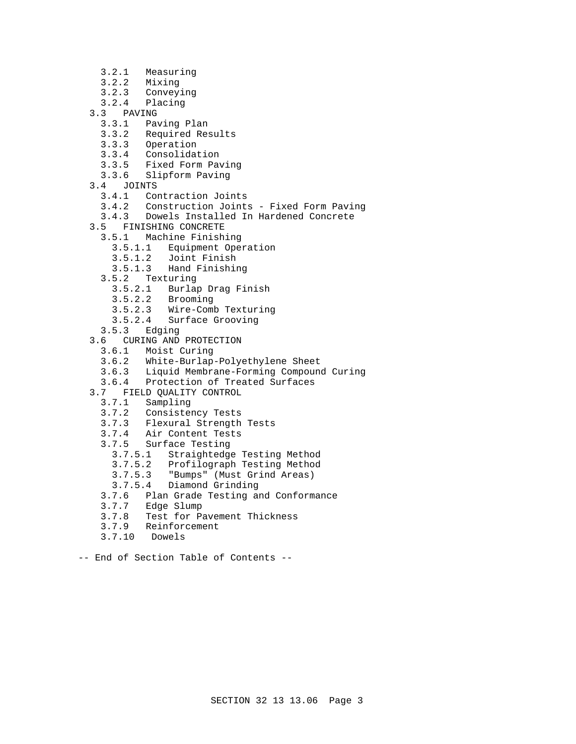- 3.2.1 Measuring
- 3.2.2 Mixing
- 3.2.3 Conveying
- 3.2.4 Placing
- 3.3 PAVING
  - 3.3.1 Paving Plan
  - 3.3.2 Required Results
  - 3.3.3 Operation
  - 3.3.4 Consolidation
  - 3.3.5 Fixed Form Paving
  - 3.3.6 Slipform Paving
- 3.4 JOINTS
  - 3.4.1 Contraction Joints
  - 3.4.2 Construction Joints - Fixed Form Paving
  - 3.4.3 Dowels Installed In Hardened Concrete
- 3.5 FINISHING CONCRETE
  - 3.5.1 Machine Finishing
    - 3.5.1.1 Equipment Operation
    - 3.5.1.2 Joint Finish
    - 3.5.1.3 Hand Finishing
  - 3.5.2 Texturing
    - 3.5.2.1 Burlap Drag Finish
    - 3.5.2.2 Brooming
    - 3.5.2.3 Wire-Comb Texturing
    - 3.5.2.4 Surface Grooving
  - 3.5.3 Edging
- 3.6 CURING AND PROTECTION
  - 3.6.1 Moist Curing
  - 3.6.2 White-Burlap-Polyethylene Sheet
  - 3.6.3 Liquid Membrane-Forming Compound Curing
  - 3.6.4 Protection of Treated Surfaces
- 3.7 FIELD QUALITY CONTROL
  - 3.7.1 Sampling
  - 3.7.2 Consistency Tests
  - 3.7.3 Flexural Strength Tests
  - 3.7.4 Air Content Tests
  - 3.7.5 Surface Testing
    - 3.7.5.1 Straightedge Testing Method
    - 3.7.5.2 Profilograph Testing Method
    - 3.7.5.3 "Bumps" (Must Grind Areas)
    - 3.7.5.4 Diamond Grinding
  - 3.7.6 Plan Grade Testing and Conformance
  - 3.7.7 Edge Slump
  - 3.7.8 Test for Pavement Thickness
  - 3.7.9 Reinforcement
  - 3.7.10 Dowels

-- End of Section Table of Contents --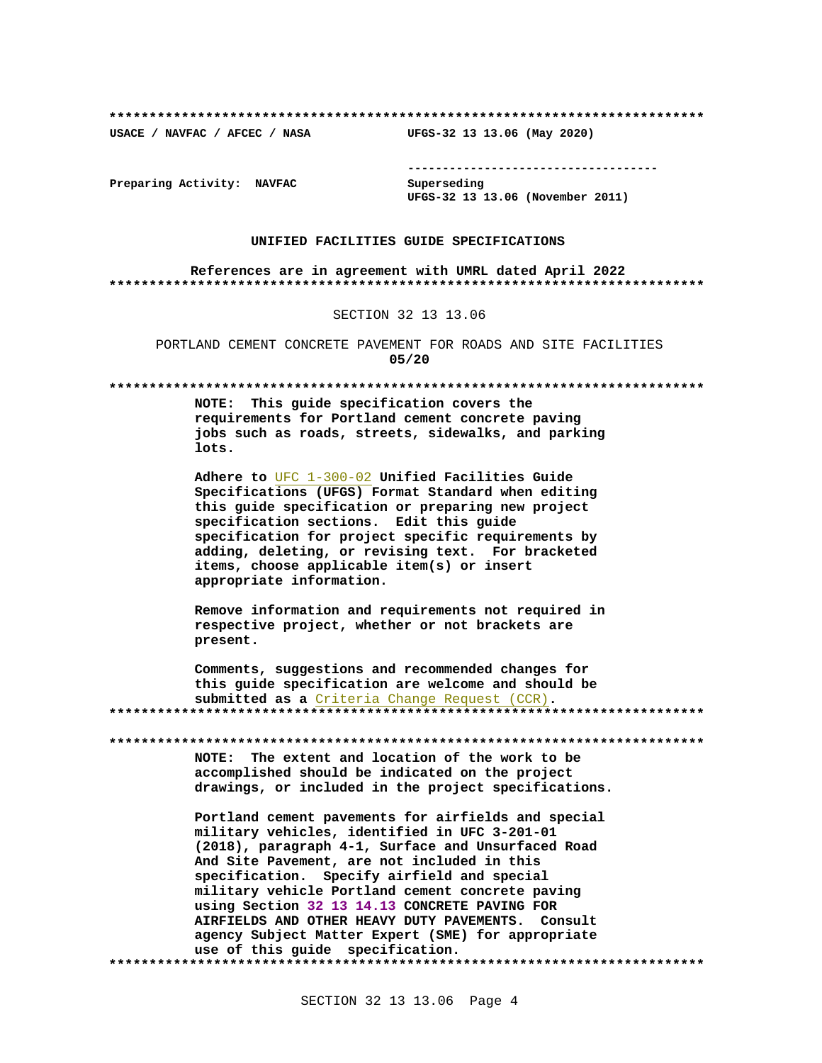**************************************************************************

**USACE / NAVFAC / AFCEC / NASA** **UFGS-32 13 13.06 (May 2020)**

------------------------------------

**Preparing Activity: NAVFAC** **Superseding**
**UFGS-32 13 13.06 (November 2011)**

**UNIFIED FACILITIES GUIDE SPECIFICATIONS**

**References are in agreement with UMRL dated April 2022**

**************************************************************************

SECTION 32 13 13.06

PORTLAND CEMENT CONCRETE PAVEMENT FOR ROADS AND SITE FACILITIES
**05/20**

**************************************************************************

**NOTE: This guide specification covers the requirements for Portland cement concrete paving jobs such as roads, streets, sidewalks, and parking lots.**

**Adhere to UFC 1-300-02 Unified Facilities Guide Specifications (UFGS) Format Standard when editing this guide specification or preparing new project specification sections. Edit this guide specification for project specific requirements by adding, deleting, or revising text. For bracketed items, choose applicable item(s) or insert appropriate information.**

**Remove information and requirements not required in respective project, whether or not brackets are present.**

**Comments, suggestions and recommended changes for this guide specification are welcome and should be submitted as a Criteria Change Request (CCR).**

**************************************************************************

**************************************************************************

**NOTE: The extent and location of the work to be accomplished should be indicated on the project drawings, or included in the project specifications.**

**Portland cement pavements for airfields and special military vehicles, identified in UFC 3-201-01 (2018), paragraph 4-1, Surface and Unsurfaced Road And Site Pavement, are not included in this specification. Specify airfield and special military vehicle Portland cement concrete paving using Section 32 13 14.13 CONCRETE PAVING FOR AIRFIELDS AND OTHER HEAVY DUTY PAVEMENTS. Consult agency Subject Matter Expert (SME) for appropriate use of this guide specification.**

**************************************************************************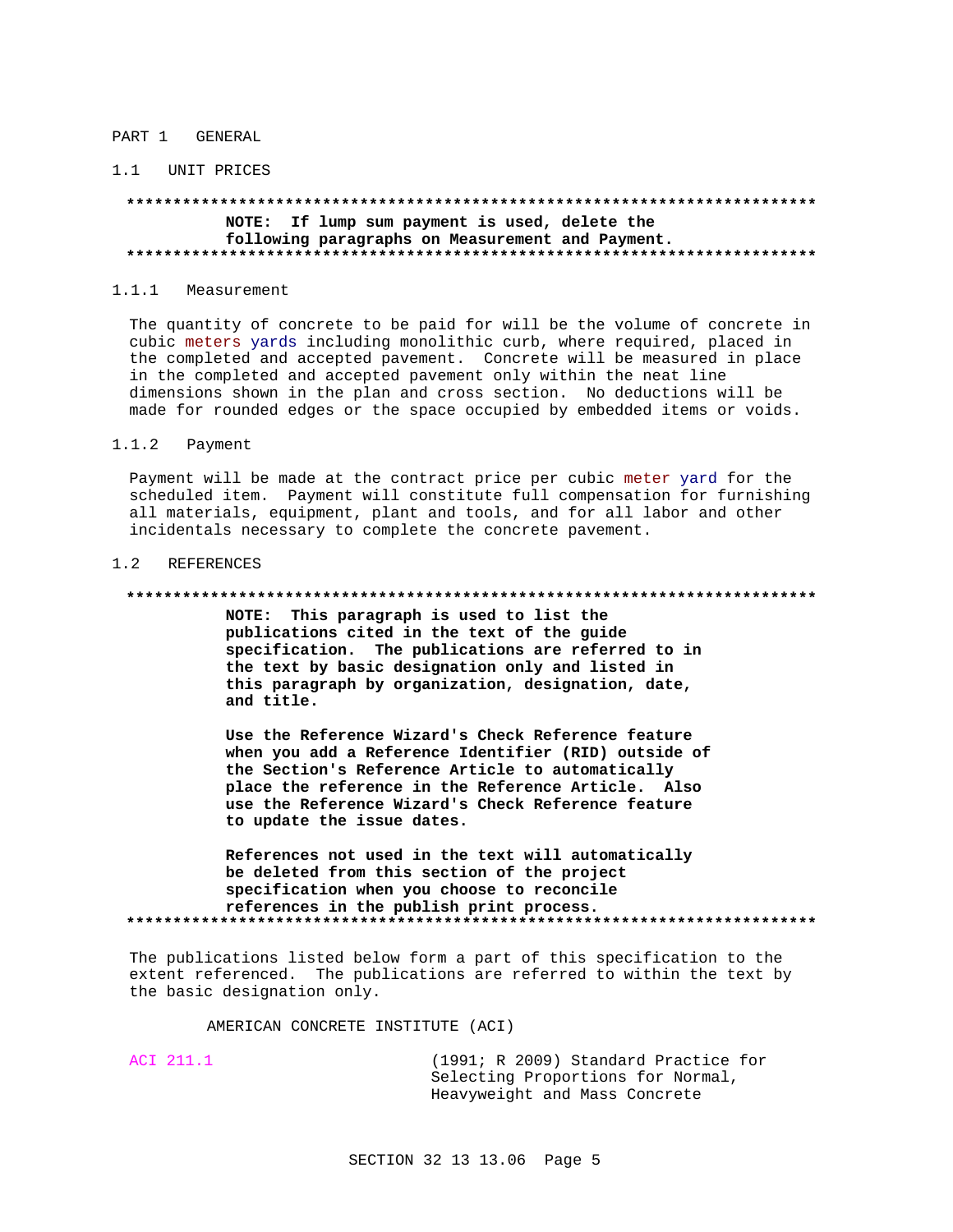## PART 1 GENERAL

### 1.1 UNIT PRICES

**************************************************************************

**NOTE: If lump sum payment is used, delete the following paragraphs on Measurement and Payment.**

**************************************************************************

#### 1.1.1 Measurement

The quantity of concrete to be paid for will be the volume of concrete in cubic meters yards including monolithic curb, where required, placed in the completed and accepted pavement. Concrete will be measured in place in the completed and accepted pavement only within the neat line dimensions shown in the plan and cross section. No deductions will be made for rounded edges or the space occupied by embedded items or voids.

#### 1.1.2 Payment

Payment will be made at the contract price per cubic meter yard for the scheduled item. Payment will constitute full compensation for furnishing all materials, equipment, plant and tools, and for all labor and other incidentals necessary to complete the concrete pavement.

### 1.2 REFERENCES

**************************************************************************

**NOTE: This paragraph is used to list the publications cited in the text of the guide specification. The publications are referred to in the text by basic designation only and listed in this paragraph by organization, designation, date, and title.**

**Use the Reference Wizard's Check Reference feature when you add a Reference Identifier (RID) outside of the Section's Reference Article to automatically place the reference in the Reference Article. Also use the Reference Wizard's Check Reference feature to update the issue dates.**

**References not used in the text will automatically be deleted from this section of the project specification when you choose to reconcile references in the publish print process.**

**************************************************************************

The publications listed below form a part of this specification to the extent referenced. The publications are referred to within the text by the basic designation only.

AMERICAN CONCRETE INSTITUTE (ACI)

ACI 211.1 (1991; R 2009) Standard Practice for Selecting Proportions for Normal, Heavyweight and Mass Concrete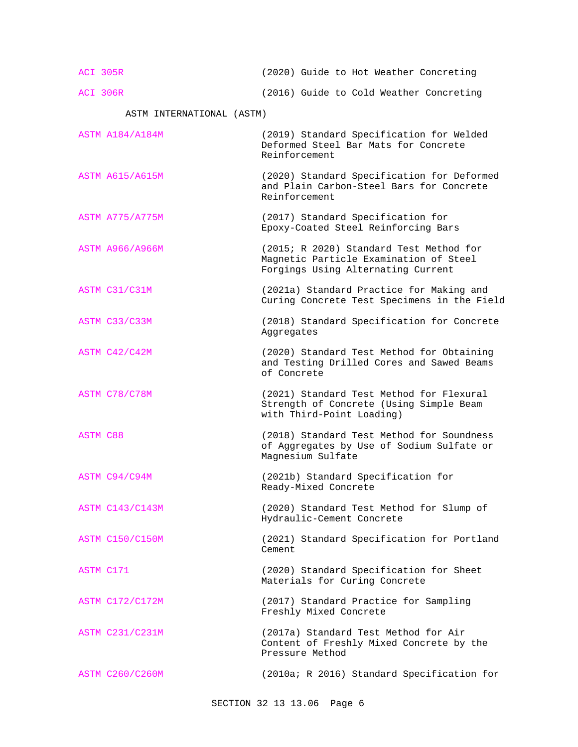ACI 305R (2020) Guide to Hot Weather Concreting

ACI 306R (2016) Guide to Cold Weather Concreting

ASTM INTERNATIONAL (ASTM)

ASTM A184/A184M (2019) Standard Specification for Welded Deformed Steel Bar Mats for Concrete Reinforcement

ASTM A615/A615M (2020) Standard Specification for Deformed and Plain Carbon-Steel Bars for Concrete Reinforcement

ASTM A775/A775M (2017) Standard Specification for Epoxy-Coated Steel Reinforcing Bars

ASTM A966/A966M (2015; R 2020) Standard Test Method for Magnetic Particle Examination of Steel Forgings Using Alternating Current

ASTM C31/C31M (2021a) Standard Practice for Making and Curing Concrete Test Specimens in the Field

ASTM C33/C33M (2018) Standard Specification for Concrete Aggregates

ASTM C42/C42M (2020) Standard Test Method for Obtaining and Testing Drilled Cores and Sawed Beams of Concrete

ASTM C78/C78M (2021) Standard Test Method for Flexural Strength of Concrete (Using Simple Beam with Third-Point Loading)

ASTM C88 (2018) Standard Test Method for Soundness of Aggregates by Use of Sodium Sulfate or Magnesium Sulfate

ASTM C94/C94M (2021b) Standard Specification for Ready-Mixed Concrete

ASTM C143/C143M (2020) Standard Test Method for Slump of Hydraulic-Cement Concrete

ASTM C150/C150M (2021) Standard Specification for Portland Cement

ASTM C171 (2020) Standard Specification for Sheet Materials for Curing Concrete

ASTM C172/C172M (2017) Standard Practice for Sampling Freshly Mixed Concrete

ASTM C231/C231M (2017a) Standard Test Method for Air Content of Freshly Mixed Concrete by the Pressure Method

ASTM C260/C260M (2010a; R 2016) Standard Specification for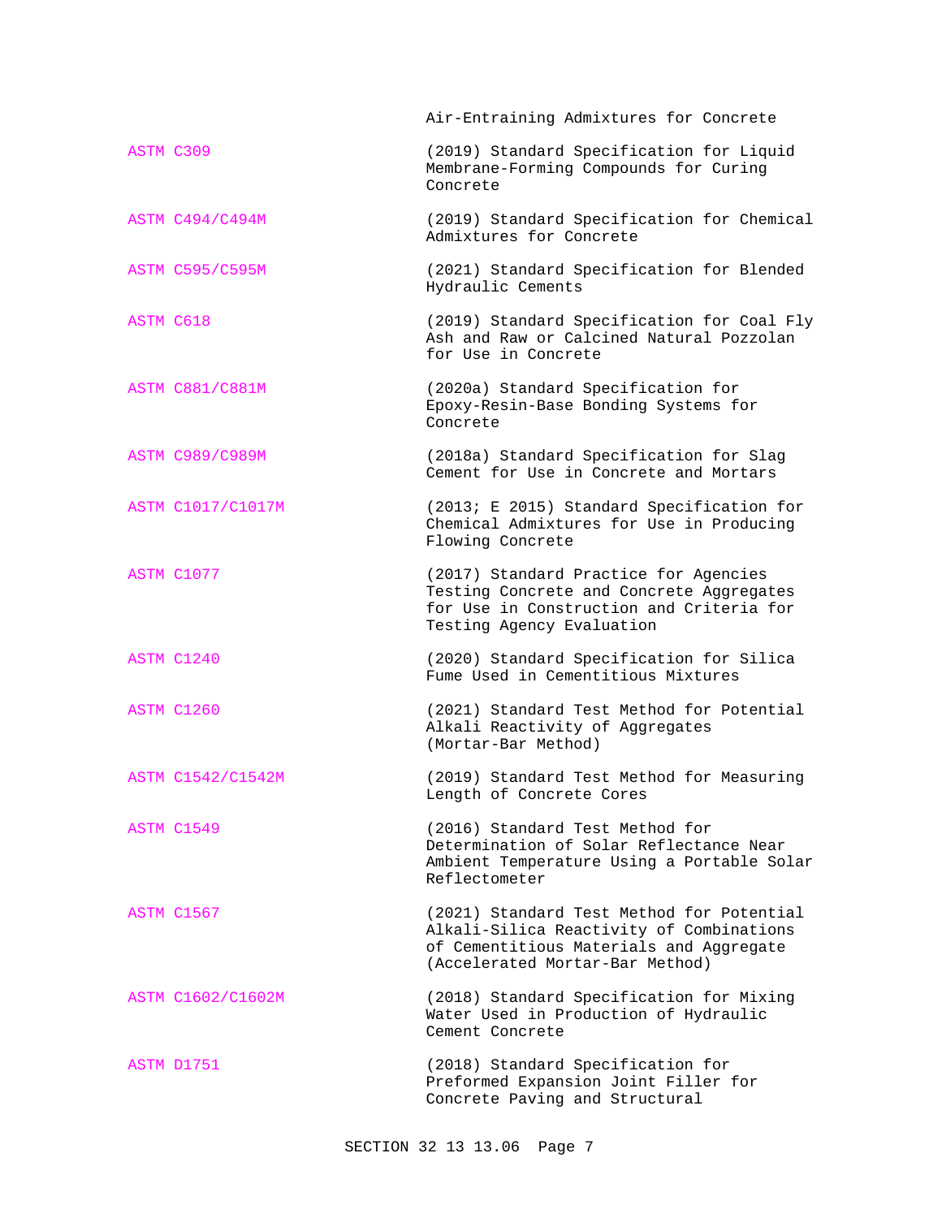Air-Entraining Admixtures for Concrete

| | |
|---|---|
| ASTM C309 | (2019) Standard Specification for Liquid Membrane-Forming Compounds for Curing Concrete |
| ASTM C494/C494M | (2019) Standard Specification for Chemical Admixtures for Concrete |
| ASTM C595/C595M | (2021) Standard Specification for Blended Hydraulic Cements |
| ASTM C618 | (2019) Standard Specification for Coal Fly Ash and Raw or Calcined Natural Pozzolan for Use in Concrete |
| ASTM C881/C881M | (2020a) Standard Specification for Epoxy-Resin-Base Bonding Systems for Concrete |
| ASTM C989/C989M | (2018a) Standard Specification for Slag Cement for Use in Concrete and Mortars |
| ASTM C1017/C1017M | (2013; E 2015) Standard Specification for Chemical Admixtures for Use in Producing Flowing Concrete |
| ASTM C1077 | (2017) Standard Practice for Agencies Testing Concrete and Concrete Aggregates for Use in Construction and Criteria for Testing Agency Evaluation |
| ASTM C1240 | (2020) Standard Specification for Silica Fume Used in Cementitious Mixtures |
| ASTM C1260 | (2021) Standard Test Method for Potential Alkali Reactivity of Aggregates (Mortar-Bar Method) |
| ASTM C1542/C1542M | (2019) Standard Test Method for Measuring Length of Concrete Cores |
| ASTM C1549 | (2016) Standard Test Method for Determination of Solar Reflectance Near Ambient Temperature Using a Portable Solar Reflectometer |
| ASTM C1567 | (2021) Standard Test Method for Potential Alkali-Silica Reactivity of Combinations of Cementitious Materials and Aggregate (Accelerated Mortar-Bar Method) |
| ASTM C1602/C1602M | (2018) Standard Specification for Mixing Water Used in Production of Hydraulic Cement Concrete |
| ASTM D1751 | (2018) Standard Specification for Preformed Expansion Joint Filler for Concrete Paving and Structural |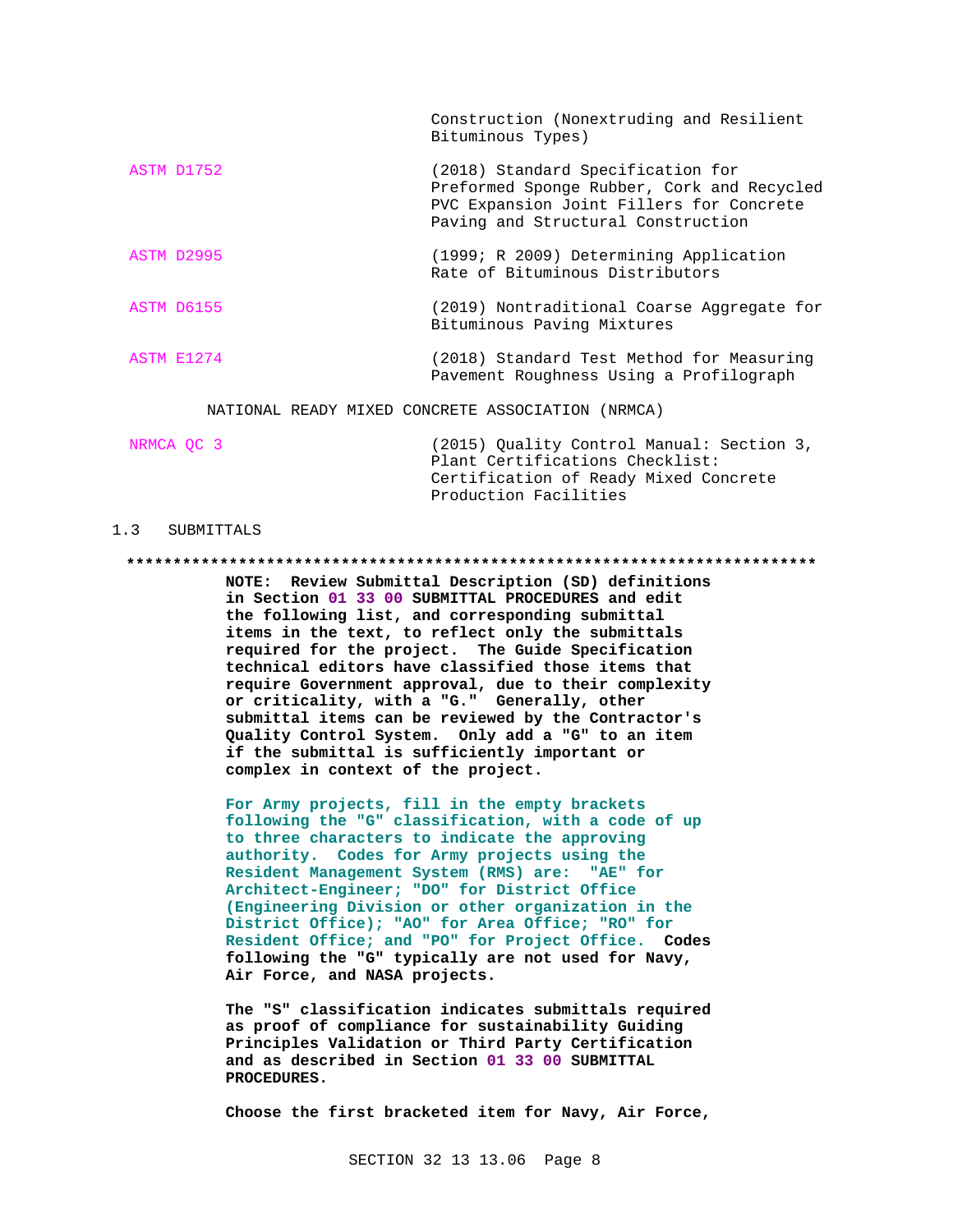| | |
|---|---|
| | Construction (Nonextruding and Resilient Bituminous Types) |
| ASTM D1752 | (2018) Standard Specification for Preformed Sponge Rubber, Cork and Recycled PVC Expansion Joint Fillers for Concrete Paving and Structural Construction |
| ASTM D2995 | (1999; R 2009) Determining Application Rate of Bituminous Distributors |
| ASTM D6155 | (2019) Nontraditional Coarse Aggregate for Bituminous Paving Mixtures |
| ASTM E1274 | (2018) Standard Test Method for Measuring Pavement Roughness Using a Profilograph |

NATIONAL READY MIXED CONCRETE ASSOCIATION (NRMCA)

| | |
|---|---|
| NRMCA QC 3 | (2015) Quality Control Manual: Section 3, Plant Certifications Checklist: Certification of Ready Mixed Concrete Production Facilities |

## 1.3 SUBMITTALS

**************************************************************************

**NOTE: Review Submittal Description (SD) definitions in Section 01 33 00 SUBMITTAL PROCEDURES and edit the following list, and corresponding submittal items in the text, to reflect only the submittals required for the project. The Guide Specification technical editors have classified those items that require Government approval, due to their complexity or criticality, with a "G." Generally, other submittal items can be reviewed by the Contractor's Quality Control System. Only add a "G" to an item if the submittal is sufficiently important or complex in context of the project.**

**For Army projects, fill in the empty brackets following the "G" classification, with a code of up to three characters to indicate the approving authority. Codes for Army projects using the Resident Management System (RMS) are: "AE" for Architect-Engineer; "DO" for District Office (Engineering Division or other organization in the District Office); "AO" for Area Office; "RO" for Resident Office; and "PO" for Project Office. Codes following the "G" typically are not used for Navy, Air Force, and NASA projects.**

**The "S" classification indicates submittals required as proof of compliance for sustainability Guiding Principles Validation or Third Party Certification and as described in Section 01 33 00 SUBMITTAL PROCEDURES.**

**Choose the first bracketed item for Navy, Air Force,**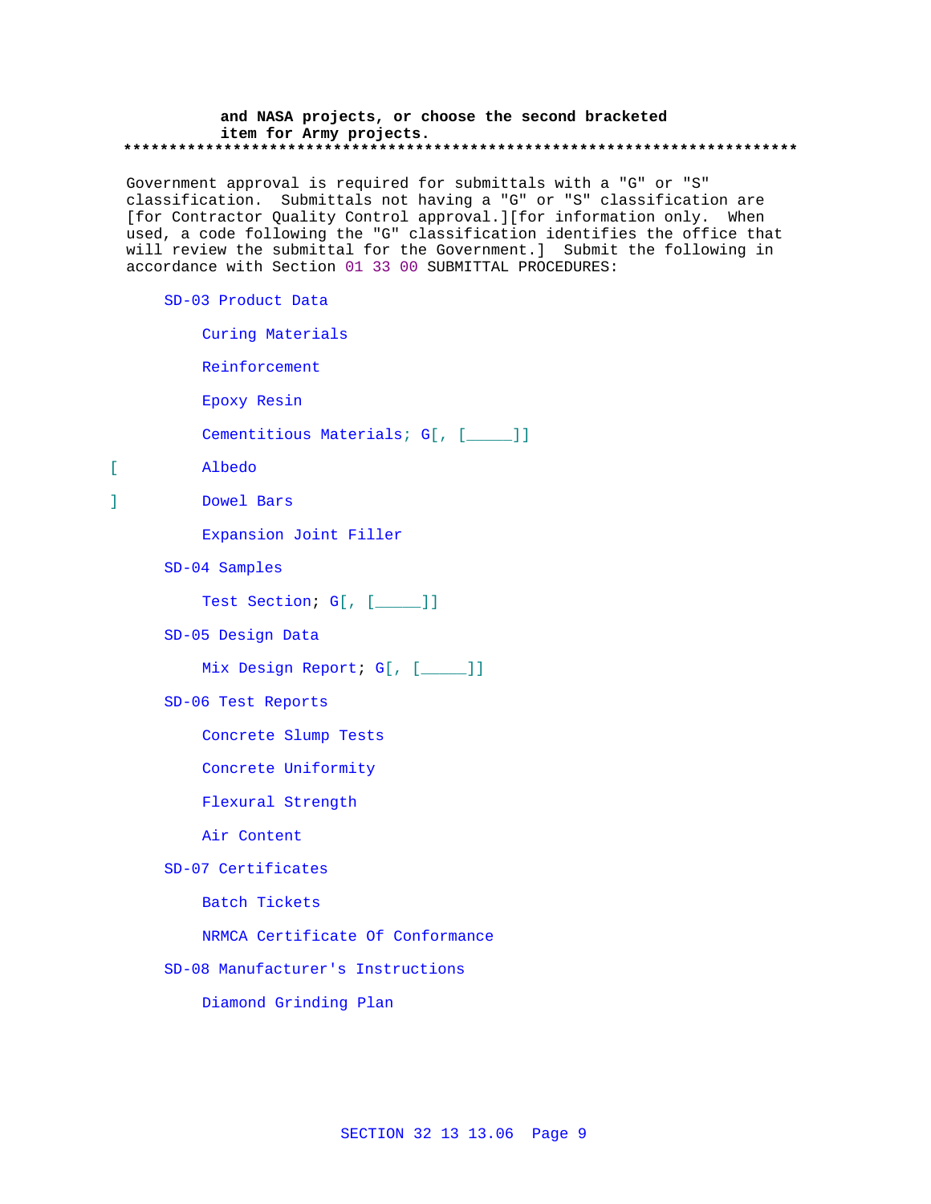and NASA projects, or choose the second bracketed item for Army projects.
**************************************************************************

Government approval is required for submittals with a "G" or "S" classification. Submittals not having a "G" or "S" classification are [for Contractor Quality Control approval.][for information only. When used, a code following the "G" classification identifies the office that will review the submittal for the Government.] Submit the following in accordance with Section 01 33 00 SUBMITTAL PROCEDURES:

SD-03 Product Data

Curing Materials

Reinforcement

Epoxy Resin

Cementitious Materials; G[, [_____]]

[ Albedo

] Dowel Bars

Expansion Joint Filler

SD-04 Samples

Test Section; G[, [_____]]

SD-05 Design Data

Mix Design Report; G[, [_____]]

SD-06 Test Reports

Concrete Slump Tests

Concrete Uniformity

Flexural Strength

Air Content

SD-07 Certificates

Batch Tickets

NRMCA Certificate Of Conformance

SD-08 Manufacturer's Instructions

Diamond Grinding Plan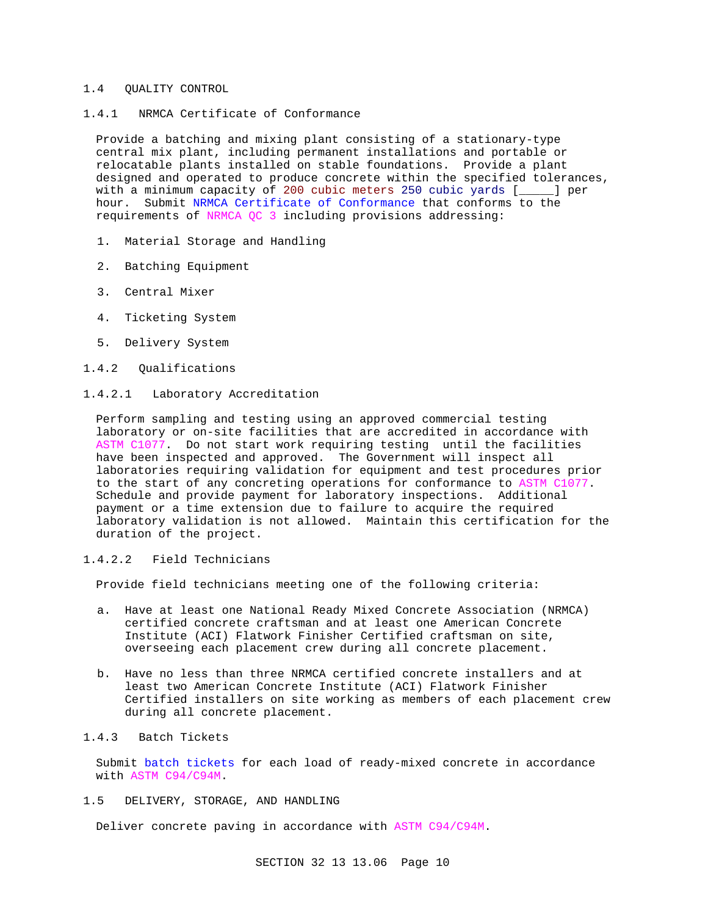## 1.4 QUALITY CONTROL

### 1.4.1 NRMCA Certificate of Conformance

Provide a batching and mixing plant consisting of a stationary-type central mix plant, including permanent installations and portable or relocatable plants installed on stable foundations. Provide a plant designed and operated to produce concrete within the specified tolerances, with a minimum capacity of 200 cubic meters 250 cubic yards [_____] per hour. Submit NRMCA Certificate of Conformance that conforms to the requirements of NRMCA QC 3 including provisions addressing:

1. Material Storage and Handling

2. Batching Equipment

3. Central Mixer

4. Ticketing System

5. Delivery System

### 1.4.2 Qualifications

#### 1.4.2.1 Laboratory Accreditation

Perform sampling and testing using an approved commercial testing laboratory or on-site facilities that are accredited in accordance with ASTM C1077. Do not start work requiring testing until the facilities have been inspected and approved. The Government will inspect all laboratories requiring validation for equipment and test procedures prior to the start of any concreting operations for conformance to ASTM C1077. Schedule and provide payment for laboratory inspections. Additional payment or a time extension due to failure to acquire the required laboratory validation is not allowed. Maintain this certification for the duration of the project.

#### 1.4.2.2 Field Technicians

Provide field technicians meeting one of the following criteria:

a. Have at least one National Ready Mixed Concrete Association (NRMCA) certified concrete craftsman and at least one American Concrete Institute (ACI) Flatwork Finisher Certified craftsman on site, overseeing each placement crew during all concrete placement.

b. Have no less than three NRMCA certified concrete installers and at least two American Concrete Institute (ACI) Flatwork Finisher Certified installers on site working as members of each placement crew during all concrete placement.

### 1.4.3 Batch Tickets

Submit batch tickets for each load of ready-mixed concrete in accordance with ASTM C94/C94M.

## 1.5 DELIVERY, STORAGE, AND HANDLING

Deliver concrete paving in accordance with ASTM C94/C94M.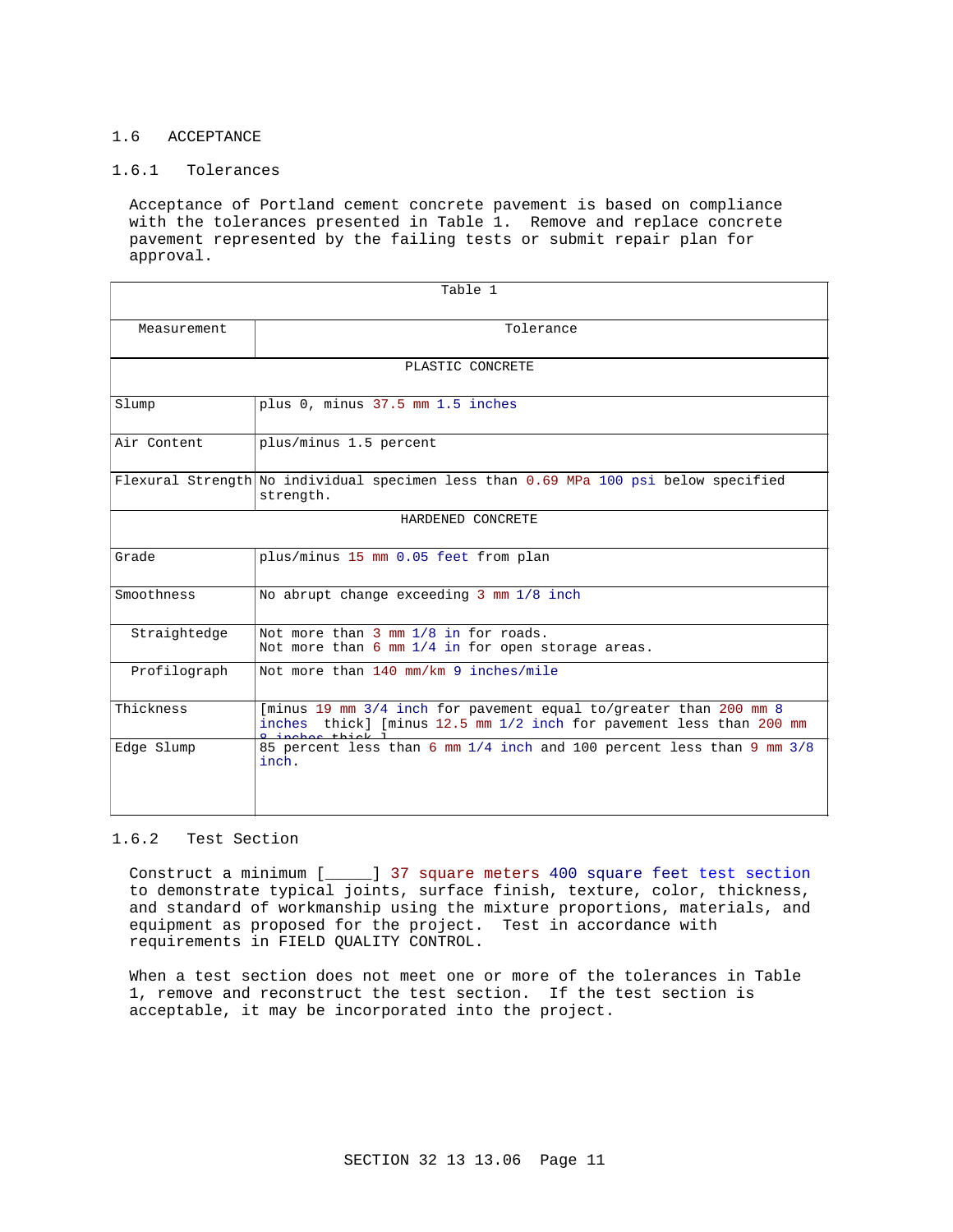## 1.6 ACCEPTANCE

### 1.6.1 Tolerances

Acceptance of Portland cement concrete pavement is based on compliance with the tolerances presented in Table 1. Remove and replace concrete pavement represented by the failing tests or submit repair plan for approval.

| Table 1 | |
|---|---|
| Measurement | Tolerance |
| PLASTIC CONCRETE | |
| Slump | plus 0, minus 37.5 mm 1.5 inches |
| Air Content | plus/minus 1.5 percent |
| Flexural Strength | No individual specimen less than 0.69 MPa 100 psi below specified strength. |
| HARDENED CONCRETE | |
| Grade | plus/minus 15 mm 0.05 feet from plan |
| Smoothness | No abrupt change exceeding 3 mm 1/8 inch |
| Straightedge | Not more than 3 mm 1/8 in for roads. Not more than 6 mm 1/4 in for open storage areas. |
| Profilograph | Not more than 140 mm/km 9 inches/mile |
| Thickness | [minus 19 mm 3/4 inch for pavement equal to/greater than 200 mm 8 inches thick] [minus 12.5 mm 1/2 inch for pavement less than 200 mm 8 inches thick ] |
| Edge Slump | 85 percent less than 6 mm 1/4 inch and 100 percent less than 9 mm 3/8 inch. |

### 1.6.2 Test Section

Construct a minimum [_____] 37 square meters 400 square feet test section to demonstrate typical joints, surface finish, texture, color, thickness, and standard of workmanship using the mixture proportions, materials, and equipment as proposed for the project. Test in accordance with requirements in FIELD QUALITY CONTROL.

When a test section does not meet one or more of the tolerances in Table 1, remove and reconstruct the test section. If the test section is acceptable, it may be incorporated into the project.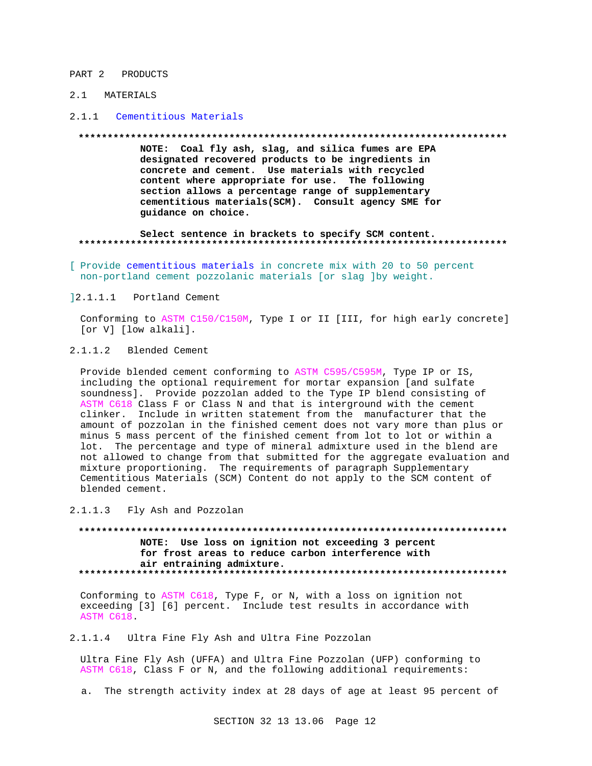PART 2 PRODUCTS

## 2.1 MATERIALS

### 2.1.1 Cementitious Materials

**************************************************************************

**NOTE: Coal fly ash, slag, and silica fumes are EPA designated recovered products to be ingredients in concrete and cement. Use materials with recycled content where appropriate for use. The following section allows a percentage range of supplementary cementitious materials(SCM). Consult agency SME for guidance on choice.**

**Select sentence in brackets to specify SCM content.**

**************************************************************************

[ Provide cementitious materials in concrete mix with 20 to 50 percent non-portland cement pozzolanic materials [or slag ]by weight.

]2.1.1.1 Portland Cement

Conforming to ASTM C150/C150M, Type I or II [III, for high early concrete] [or V] [low alkali].

#### 2.1.1.2 Blended Cement

Provide blended cement conforming to ASTM C595/C595M, Type IP or IS, including the optional requirement for mortar expansion [and sulfate soundness]. Provide pozzolan added to the Type IP blend consisting of ASTM C618 Class F or Class N and that is interground with the cement clinker. Include in written statement from the manufacturer that the amount of pozzolan in the finished cement does not vary more than plus or minus 5 mass percent of the finished cement from lot to lot or within a lot. The percentage and type of mineral admixture used in the blend are not allowed to change from that submitted for the aggregate evaluation and mixture proportioning. The requirements of paragraph Supplementary Cementitious Materials (SCM) Content do not apply to the SCM content of blended cement.

#### 2.1.1.3 Fly Ash and Pozzolan

**************************************************************************

**NOTE: Use loss on ignition not exceeding 3 percent for frost areas to reduce carbon interference with air entraining admixture.**

**************************************************************************

Conforming to ASTM C618, Type F, or N, with a loss on ignition not exceeding [3] [6] percent. Include test results in accordance with ASTM C618.

#### 2.1.1.4 Ultra Fine Fly Ash and Ultra Fine Pozzolan

Ultra Fine Fly Ash (UFFA) and Ultra Fine Pozzolan (UFP) conforming to ASTM C618, Class F or N, and the following additional requirements:

a. The strength activity index at 28 days of age at least 95 percent of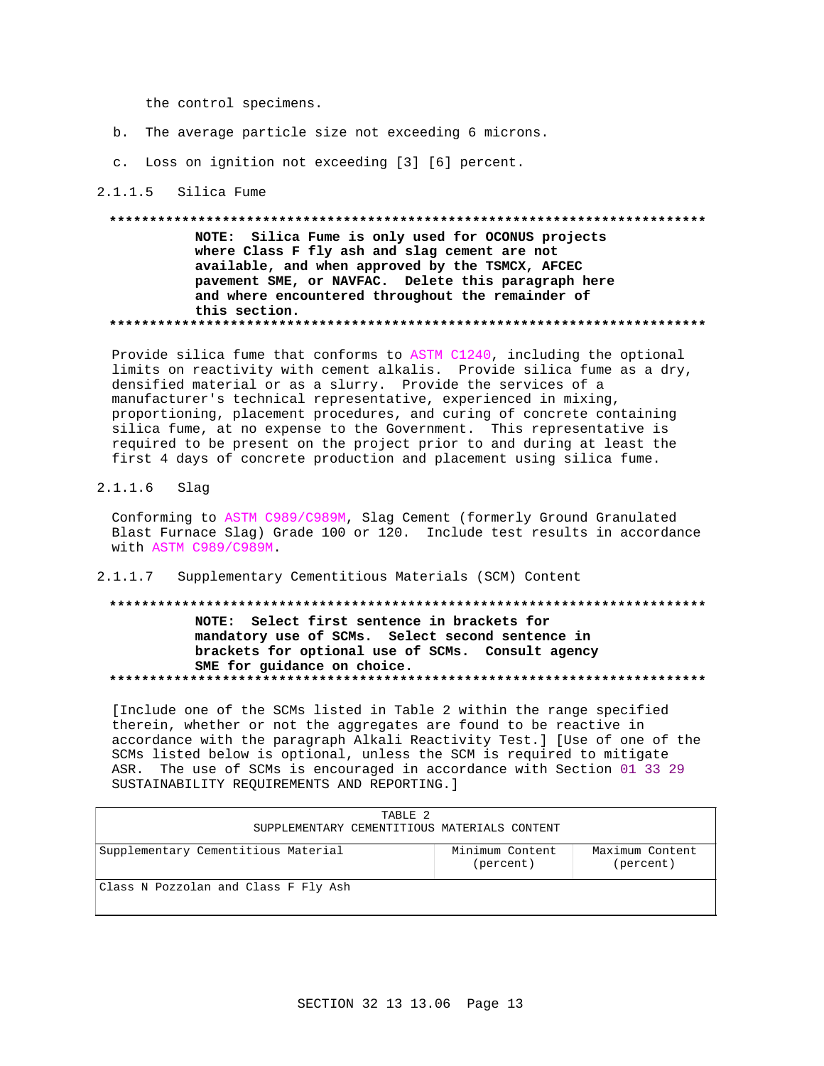the control specimens.

b. The average particle size not exceeding 6 microns.

c. Loss on ignition not exceeding [3] [6] percent.

#### 2.1.1.5 Silica Fume

**NOTE: Silica Fume is only used for OCONUS projects where Class F fly ash and slag cement are not available, and when approved by the TSMCX, AFCEC pavement SME, or NAVFAC. Delete this paragraph here and where encountered throughout the remainder of this section.**

Provide silica fume that conforms to ASTM C1240, including the optional limits on reactivity with cement alkalis. Provide silica fume as a dry, densified material or as a slurry. Provide the services of a manufacturer's technical representative, experienced in mixing, proportioning, placement procedures, and curing of concrete containing silica fume, at no expense to the Government. This representative is required to be present on the project prior to and during at least the first 4 days of concrete production and placement using silica fume.

#### 2.1.1.6 Slag

Conforming to ASTM C989/C989M, Slag Cement (formerly Ground Granulated Blast Furnace Slag) Grade 100 or 120. Include test results in accordance with ASTM C989/C989M.

#### 2.1.1.7 Supplementary Cementitious Materials (SCM) Content

**NOTE: Select first sentence in brackets for mandatory use of SCMs. Select second sentence in brackets for optional use of SCMs. Consult agency SME for guidance on choice.**

[Include one of the SCMs listed in Table 2 within the range specified therein, whether or not the aggregates are found to be reactive in accordance with the paragraph Alkali Reactivity Test.] [Use of one of the SCMs listed below is optional, unless the SCM is required to mitigate ASR. The use of SCMs is encouraged in accordance with Section 01 33 29 SUSTAINABILITY REQUIREMENTS AND REPORTING.]

TABLE 2
SUPPLEMENTARY CEMENTITIOUS MATERIALS CONTENT

| Supplementary Cementitious Material | Minimum Content (percent) | Maximum Content (percent) |
|---|---|---|
| Class N Pozzolan and Class F Fly Ash | | |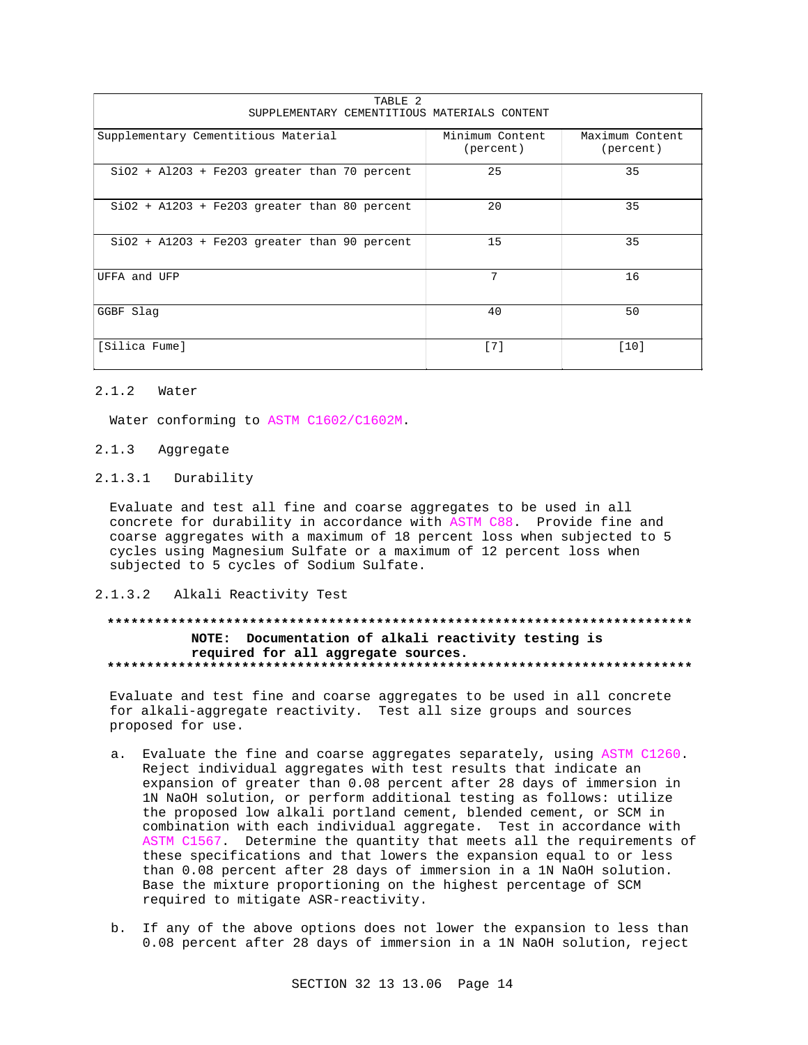| TABLE 2 SUPPLEMENTARY CEMENTITIOUS MATERIALS CONTENT | | |
|---|---|---|
| Supplementary Cementitious Material | Minimum Content (percent) | Maximum Content (percent) |
| $SiO_2 + Al_2O_3 + Fe_2O_3$ greater than 70 percent | 25 | 35 |
| $SiO_2 + Al_2O_3 + Fe_2O_3$ greater than 80 percent | 20 | 35 |
| $SiO_2 + Al_2O_3 + Fe_2O_3$ greater than 90 percent | 15 | 35 |
| UFFA and UFP | 7 | 16 |
| GGBF Slag | 40 | 50 |
| [Silica Fume] | [7] | [10] |

### 2.1.2 Water

Water conforming to ASTM C1602/C1602M.

### 2.1.3 Aggregate

#### 2.1.3.1 Durability

Evaluate and test all fine and coarse aggregates to be used in all concrete for durability in accordance with ASTM C88. Provide fine and coarse aggregates with a maximum of 18 percent loss when subjected to 5 cycles using Magnesium Sulfate or a maximum of 12 percent loss when subjected to 5 cycles of Sodium Sulfate.

#### 2.1.3.2 Alkali Reactivity Test

**************************************************************************

**NOTE: Documentation of alkali reactivity testing is required for all aggregate sources.**

**************************************************************************

Evaluate and test fine and coarse aggregates to be used in all concrete for alkali-aggregate reactivity. Test all size groups and sources proposed for use.

a. Evaluate the fine and coarse aggregates separately, using ASTM C1260. Reject individual aggregates with test results that indicate an expansion of greater than 0.08 percent after 28 days of immersion in 1N NaOH solution, or perform additional testing as follows: utilize the proposed low alkali portland cement, blended cement, or SCM in combination with each individual aggregate. Test in accordance with ASTM C1567. Determine the quantity that meets all the requirements of these specifications and that lowers the expansion equal to or less than 0.08 percent after 28 days of immersion in a 1N NaOH solution. Base the mixture proportioning on the highest percentage of SCM required to mitigate ASR-reactivity.

b. If any of the above options does not lower the expansion to less than 0.08 percent after 28 days of immersion in a 1N NaOH solution, reject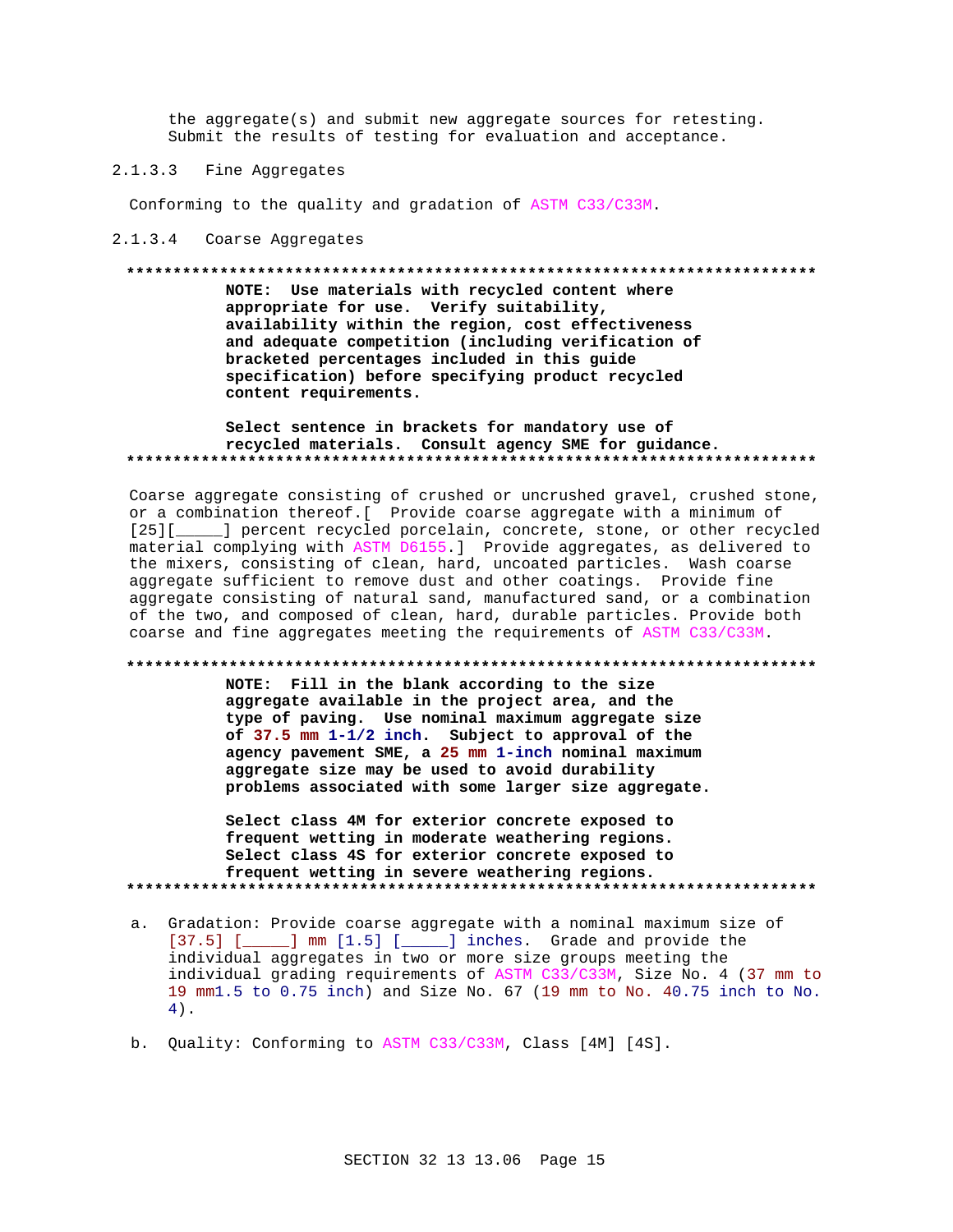the aggregate(s) and submit new aggregate sources for retesting. Submit the results of testing for evaluation and acceptance.

#### 2.1.3.3 Fine Aggregates

Conforming to the quality and gradation of ASTM C33/C33M.

#### 2.1.3.4 Coarse Aggregates

**************************************************************************

**NOTE: Use materials with recycled content where appropriate for use. Verify suitability, availability within the region, cost effectiveness and adequate competition (including verification of bracketed percentages included in this guide specification) before specifying product recycled content requirements.**

**Select sentence in brackets for mandatory use of recycled materials. Consult agency SME for guidance.**

**************************************************************************

Coarse aggregate consisting of crushed or uncrushed gravel, crushed stone, or a combination thereof.[ Provide coarse aggregate with a minimum of [25][_____] percent recycled porcelain, concrete, stone, or other recycled material complying with ASTM D6155.] Provide aggregates, as delivered to the mixers, consisting of clean, hard, uncoated particles. Wash coarse aggregate sufficient to remove dust and other coatings. Provide fine aggregate consisting of natural sand, manufactured sand, or a combination of the two, and composed of clean, hard, durable particles. Provide both coarse and fine aggregates meeting the requirements of ASTM C33/C33M.

**************************************************************************

**NOTE: Fill in the blank according to the size aggregate available in the project area, and the type of paving. Use nominal maximum aggregate size of 37.5 mm 1-1/2 inch. Subject to approval of the agency pavement SME, a 25 mm 1-inch nominal maximum aggregate size may be used to avoid durability problems associated with some larger size aggregate.**

**Select class 4M for exterior concrete exposed to frequent wetting in moderate weathering regions. Select class 4S for exterior concrete exposed to frequent wetting in severe weathering regions.**

**************************************************************************

a. Gradation: Provide coarse aggregate with a nominal maximum size of [37.5] [_____] mm [1.5] [_____] inches. Grade and provide the individual aggregates in two or more size groups meeting the individual grading requirements of ASTM C33/C33M, Size No. 4 (37 mm to 19 mm1.5 to 0.75 inch) and Size No. 67 (19 mm to No. 40.75 inch to No. 4).

b. Quality: Conforming to ASTM C33/C33M, Class [4M] [4S].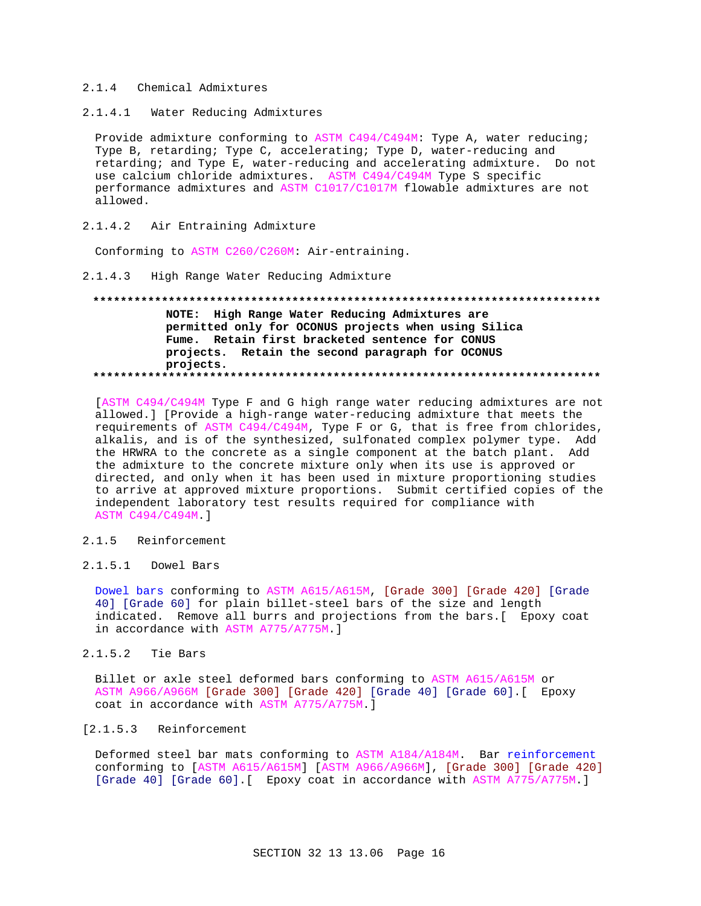2.1.4 Chemical Admixtures

2.1.4.1 Water Reducing Admixtures

Provide admixture conforming to ASTM C494/C494M: Type A, water reducing; Type B, retarding; Type C, accelerating; Type D, water-reducing and retarding; and Type E, water-reducing and accelerating admixture. Do not use calcium chloride admixtures. ASTM C494/C494M Type S specific performance admixtures and ASTM C1017/C1017M flowable admixtures are not allowed.

2.1.4.2 Air Entraining Admixture

Conforming to ASTM C260/C260M: Air-entraining.

2.1.4.3 High Range Water Reducing Admixture

**************************************************************************

**NOTE: High Range Water Reducing Admixtures are permitted only for OCONUS projects when using Silica Fume. Retain first bracketed sentence for CONUS projects. Retain the second paragraph for OCONUS projects.**

**************************************************************************

[ASTM C494/C494M Type F and G high range water reducing admixtures are not allowed.] [Provide a high-range water-reducing admixture that meets the requirements of ASTM C494/C494M, Type F or G, that is free from chlorides, alkalis, and is of the synthesized, sulfonated complex polymer type. Add the HRWRA to the concrete as a single component at the batch plant. Add the admixture to the concrete mixture only when its use is approved or directed, and only when it has been used in mixture proportioning studies to arrive at approved mixture proportions. Submit certified copies of the independent laboratory test results required for compliance with ASTM C494/C494M.]

2.1.5 Reinforcement

2.1.5.1 Dowel Bars

Dowel bars conforming to ASTM A615/A615M, [Grade 300] [Grade 420] [Grade 40] [Grade 60] for plain billet-steel bars of the size and length indicated. Remove all burrs and projections from the bars.[ Epoxy coat in accordance with ASTM A775/A775M.]

2.1.5.2 Tie Bars

Billet or axle steel deformed bars conforming to ASTM A615/A615M or ASTM A966/A966M [Grade 300] [Grade 420] [Grade 40] [Grade 60].[ Epoxy coat in accordance with ASTM A775/A775M.]

[2.1.5.3 Reinforcement

Deformed steel bar mats conforming to ASTM A184/A184M. Bar reinforcement conforming to [ASTM A615/A615M] [ASTM A966/A966M], [Grade 300] [Grade 420] [Grade 40] [Grade 60].[ Epoxy coat in accordance with ASTM A775/A775M.]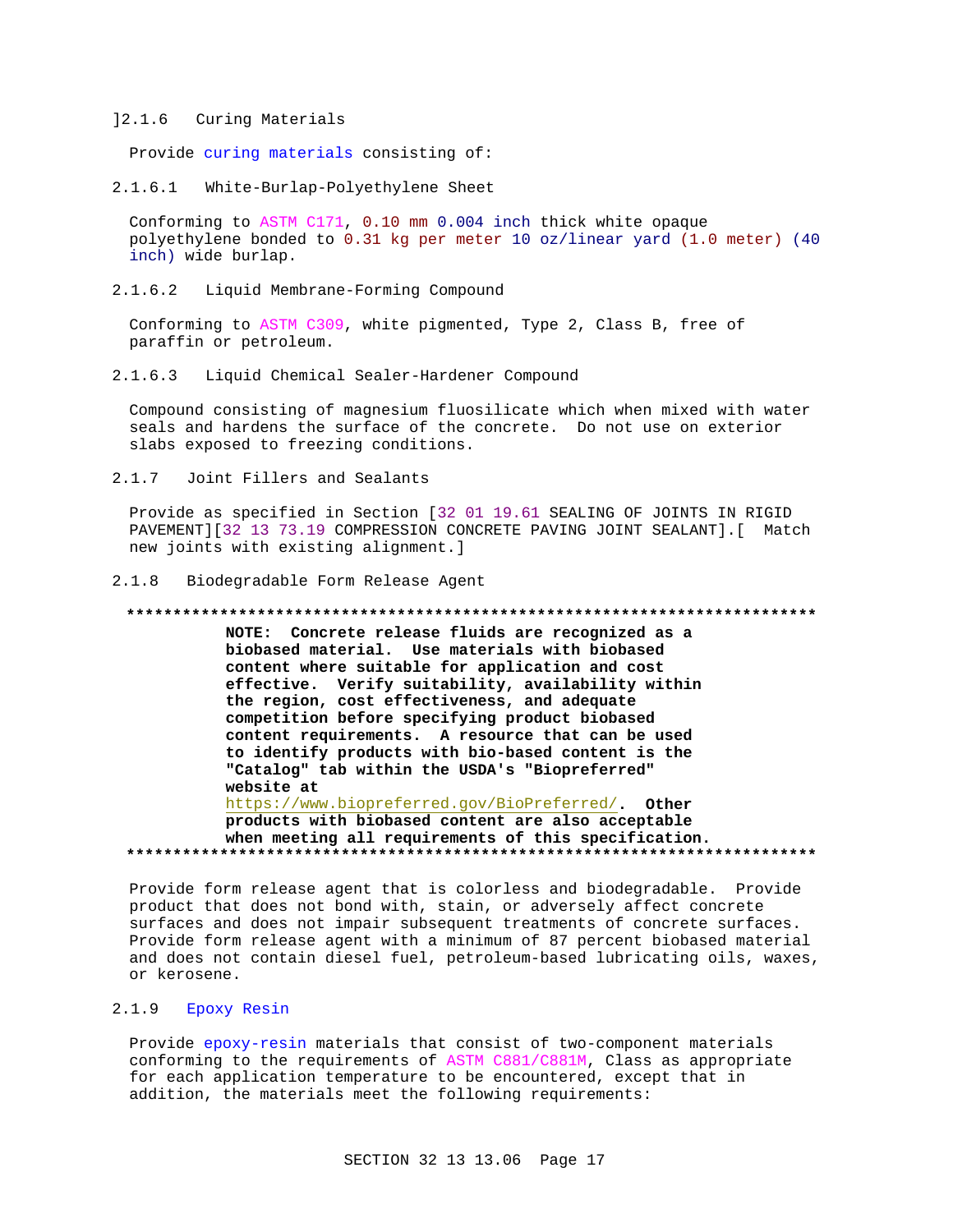]2.1.6 Curing Materials

Provide curing materials consisting of:

2.1.6.1 White-Burlap-Polyethylene Sheet

Conforming to ASTM C171, 0.10 mm 0.004 inch thick white opaque polyethylene bonded to 0.31 kg per meter 10 oz/linear yard (1.0 meter) (40 inch) wide burlap.

2.1.6.2 Liquid Membrane-Forming Compound

Conforming to ASTM C309, white pigmented, Type 2, Class B, free of paraffin or petroleum.

2.1.6.3 Liquid Chemical Sealer-Hardener Compound

Compound consisting of magnesium fluosilicate which when mixed with water seals and hardens the surface of the concrete. Do not use on exterior slabs exposed to freezing conditions.

2.1.7 Joint Fillers and Sealants

Provide as specified in Section [32 01 19.61 SEALING OF JOINTS IN RIGID PAVEMENT][32 13 73.19 COMPRESSION CONCRETE PAVING JOINT SEALANT].[ Match new joints with existing alignment.]

2.1.8 Biodegradable Form Release Agent

**************************************************************************

**NOTE: Concrete release fluids are recognized as a biobased material. Use materials with biobased content where suitable for application and cost effective. Verify suitability, availability within the region, cost effectiveness, and adequate competition before specifying product biobased content requirements. A resource that can be used to identify products with bio-based content is the "Catalog" tab within the USDA's "Biopreferred" website at** https://www.biopreferred.gov/BioPreferred/. **Other products with biobased content are also acceptable when meeting all requirements of this specification.**

**************************************************************************

Provide form release agent that is colorless and biodegradable. Provide product that does not bond with, stain, or adversely affect concrete surfaces and does not impair subsequent treatments of concrete surfaces. Provide form release agent with a minimum of 87 percent biobased material and does not contain diesel fuel, petroleum-based lubricating oils, waxes, or kerosene.

2.1.9 Epoxy Resin

Provide epoxy-resin materials that consist of two-component materials conforming to the requirements of ASTM C881/C881M, Class as appropriate for each application temperature to be encountered, except that in addition, the materials meet the following requirements: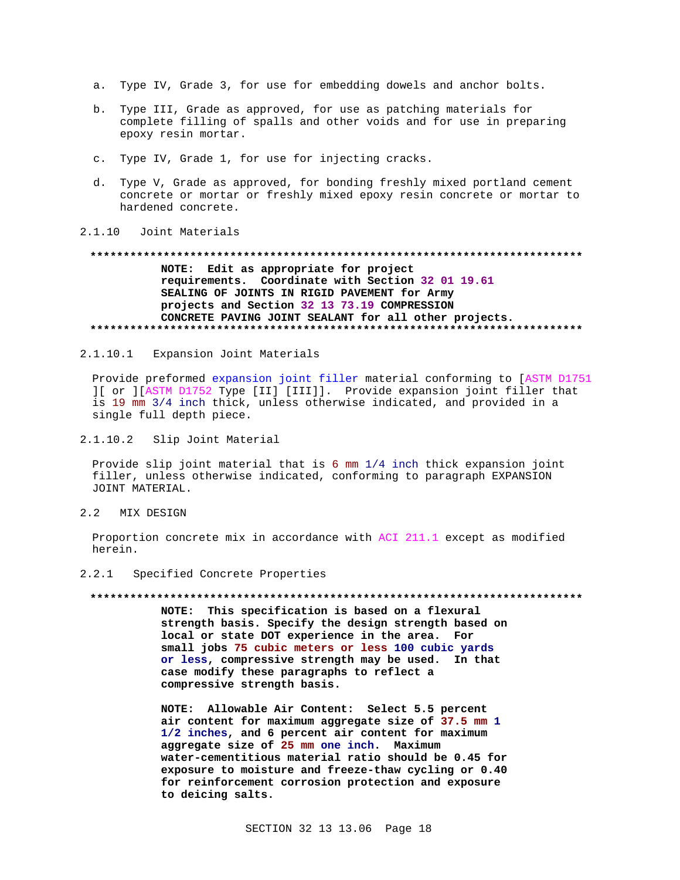a. Type IV, Grade 3, for use for embedding dowels and anchor bolts.

b. Type III, Grade as approved, for use as patching materials for complete filling of spalls and other voids and for use in preparing epoxy resin mortar.

c. Type IV, Grade 1, for use for injecting cracks.

d. Type V, Grade as approved, for bonding freshly mixed portland cement concrete or mortar or freshly mixed epoxy resin concrete or mortar to hardened concrete.

#### 2.1.10 Joint Materials

**************************************************************************

**NOTE: Edit as appropriate for project requirements. Coordinate with Section 32 01 19.61 SEALING OF JOINTS IN RIGID PAVEMENT for Army projects and Section 32 13 73.19 COMPRESSION CONCRETE PAVING JOINT SEALANT for all other projects.**

**************************************************************************

##### 2.1.10.1 Expansion Joint Materials

Provide preformed expansion joint filler material conforming to [ASTM D1751 ][ or ][ASTM D1752 Type [II] [III]]. Provide expansion joint filler that is 19 mm 3/4 inch thick, unless otherwise indicated, and provided in a single full depth piece.

##### 2.1.10.2 Slip Joint Material

Provide slip joint material that is 6 mm 1/4 inch thick expansion joint filler, unless otherwise indicated, conforming to paragraph EXPANSION JOINT MATERIAL.

### 2.2 MIX DESIGN

Proportion concrete mix in accordance with ACI 211.1 except as modified herein.

#### 2.2.1 Specified Concrete Properties

**************************************************************************

**NOTE: This specification is based on a flexural strength basis. Specify the design strength based on local or state DOT experience in the area. For small jobs 75 cubic meters or less 100 cubic yards or less, compressive strength may be used. In that case modify these paragraphs to reflect a compressive strength basis.**

**NOTE: Allowable Air Content: Select 5.5 percent air content for maximum aggregate size of 37.5 mm 1 1/2 inches, and 6 percent air content for maximum aggregate size of 25 mm one inch. Maximum water-cementitious material ratio should be 0.45 for exposure to moisture and freeze-thaw cycling or 0.40 for reinforcement corrosion protection and exposure to deicing salts.**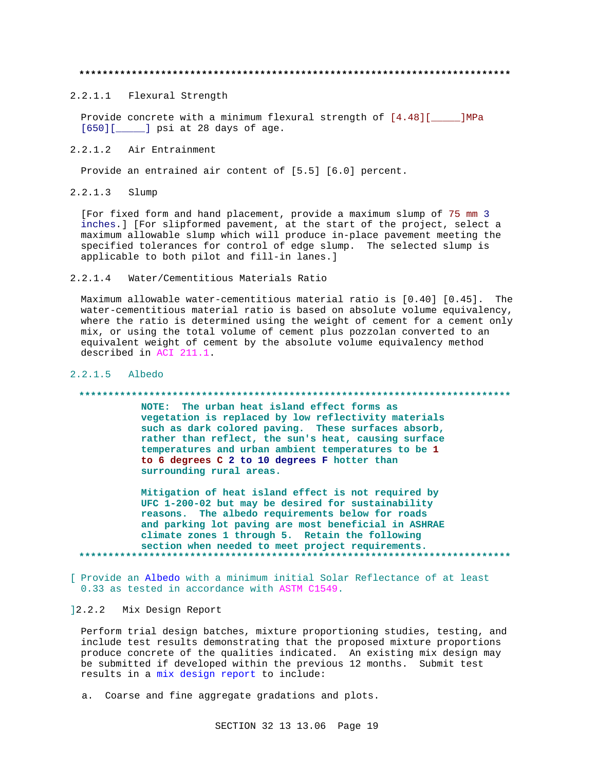**************************************************************************

### 2.2.1.1 Flexural Strength

Provide concrete with a minimum flexural strength of [4.48][_____]MPa [650][_____] psi at 28 days of age.

### 2.2.1.2 Air Entrainment

Provide an entrained air content of [5.5] [6.0] percent.

### 2.2.1.3 Slump

[For fixed form and hand placement, provide a maximum slump of 75 mm 3 inches.] [For slipformed pavement, at the start of the project, select a maximum allowable slump which will produce in-place pavement meeting the specified tolerances for control of edge slump. The selected slump is applicable to both pilot and fill-in lanes.]

### 2.2.1.4 Water/Cementitious Materials Ratio

Maximum allowable water-cementitious material ratio is [0.40] [0.45]. The water-cementitious material ratio is based on absolute volume equivalency, where the ratio is determined using the weight of cement for a cement only mix, or using the total volume of cement plus pozzolan converted to an equivalent weight of cement by the absolute volume equivalency method described in ACI 211.1.

### 2.2.1.5 Albedo

**************************************************************************

**NOTE: The urban heat island effect forms as vegetation is replaced by low reflectivity materials such as dark colored paving. These surfaces absorb, rather than reflect, the sun's heat, causing surface temperatures and urban ambient temperatures to be 1 to 6 degrees C 2 to 10 degrees F hotter than surrounding rural areas.**

**Mitigation of heat island effect is not required by UFC 1-200-02 but may be desired for sustainability reasons. The albedo requirements below for roads and parking lot paving are most beneficial in ASHRAE climate zones 1 through 5. Retain the following section when needed to meet project requirements.**

**************************************************************************

[ Provide an Albedo with a minimum initial Solar Reflectance of at least 0.33 as tested in accordance with ASTM C1549.

]2.2.2 Mix Design Report

Perform trial design batches, mixture proportioning studies, testing, and include test results demonstrating that the proposed mixture proportions produce concrete of the qualities indicated. An existing mix design may be submitted if developed within the previous 12 months. Submit test results in a mix design report to include:

a. Coarse and fine aggregate gradations and plots.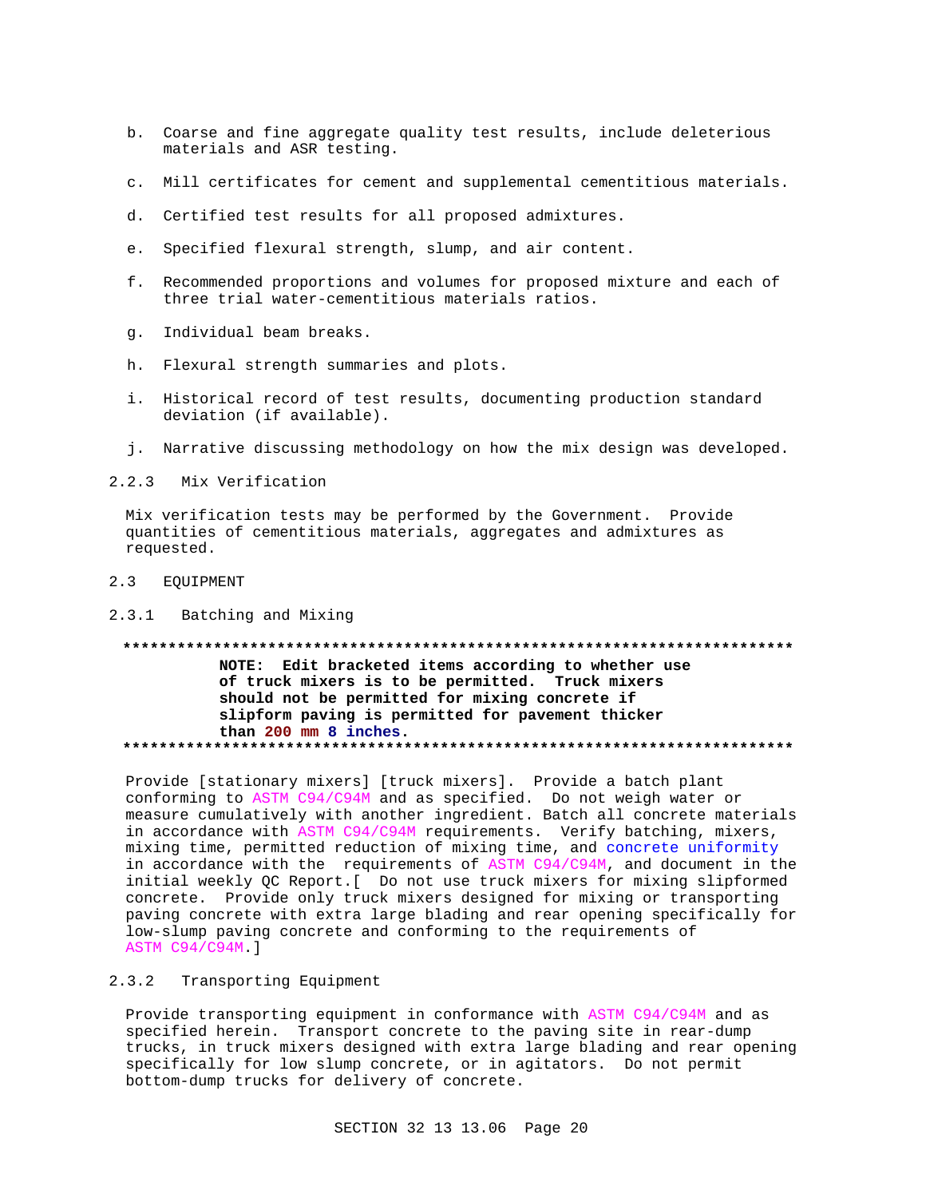b. Coarse and fine aggregate quality test results, include deleterious materials and ASR testing.

c. Mill certificates for cement and supplemental cementitious materials.

d. Certified test results for all proposed admixtures.

e. Specified flexural strength, slump, and air content.

f. Recommended proportions and volumes for proposed mixture and each of three trial water-cementitious materials ratios.

g. Individual beam breaks.

h. Flexural strength summaries and plots.

i. Historical record of test results, documenting production standard deviation (if available).

j. Narrative discussing methodology on how the mix design was developed.

#### 2.2.3 Mix Verification

Mix verification tests may be performed by the Government. Provide quantities of cementitious materials, aggregates and admixtures as requested.

### 2.3 EQUIPMENT

#### 2.3.1 Batching and Mixing

**************************************************************************

**NOTE: Edit bracketed items according to whether use of truck mixers is to be permitted. Truck mixers should not be permitted for mixing concrete if slipform paving is permitted for pavement thicker than 200 mm 8 inches.**

**************************************************************************

Provide [stationary mixers] [truck mixers]. Provide a batch plant conforming to ASTM C94/C94M and as specified. Do not weigh water or measure cumulatively with another ingredient. Batch all concrete materials in accordance with ASTM C94/C94M requirements. Verify batching, mixers, mixing time, permitted reduction of mixing time, and concrete uniformity in accordance with the requirements of ASTM C94/C94M, and document in the initial weekly QC Report.[ Do not use truck mixers for mixing slipformed concrete. Provide only truck mixers designed for mixing or transporting paving concrete with extra large blading and rear opening specifically for low-slump paving concrete and conforming to the requirements of ASTM C94/C94M.]

#### 2.3.2 Transporting Equipment

Provide transporting equipment in conformance with ASTM C94/C94M and as specified herein. Transport concrete to the paving site in rear-dump trucks, in truck mixers designed with extra large blading and rear opening specifically for low slump concrete, or in agitators. Do not permit bottom-dump trucks for delivery of concrete.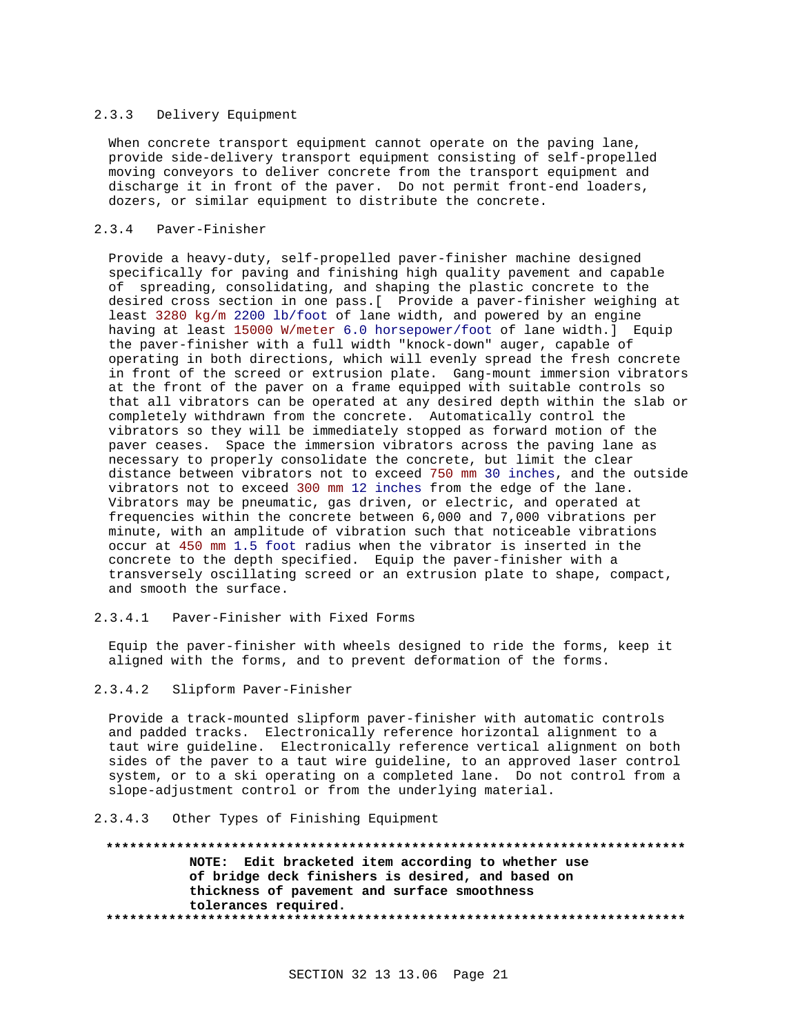#### 2.3.3 Delivery Equipment

When concrete transport equipment cannot operate on the paving lane, provide side-delivery transport equipment consisting of self-propelled moving conveyors to deliver concrete from the transport equipment and discharge it in front of the paver. Do not permit front-end loaders, dozers, or similar equipment to distribute the concrete.

#### 2.3.4 Paver-Finisher

Provide a heavy-duty, self-propelled paver-finisher machine designed specifically for paving and finishing high quality pavement and capable of spreading, consolidating, and shaping the plastic concrete to the desired cross section in one pass.[ Provide a paver-finisher weighing at least 3280 kg/m 2200 lb/foot of lane width, and powered by an engine having at least 15000 W/meter 6.0 horsepower/foot of lane width.] Equip the paver-finisher with a full width "knock-down" auger, capable of operating in both directions, which will evenly spread the fresh concrete in front of the screed or extrusion plate. Gang-mount immersion vibrators at the front of the paver on a frame equipped with suitable controls so that all vibrators can be operated at any desired depth within the slab or completely withdrawn from the concrete. Automatically control the vibrators so they will be immediately stopped as forward motion of the paver ceases. Space the immersion vibrators across the paving lane as necessary to properly consolidate the concrete, but limit the clear distance between vibrators not to exceed 750 mm 30 inches, and the outside vibrators not to exceed 300 mm 12 inches from the edge of the lane. Vibrators may be pneumatic, gas driven, or electric, and operated at frequencies within the concrete between 6,000 and 7,000 vibrations per minute, with an amplitude of vibration such that noticeable vibrations occur at 450 mm 1.5 foot radius when the vibrator is inserted in the concrete to the depth specified. Equip the paver-finisher with a transversely oscillating screed or an extrusion plate to shape, compact, and smooth the surface.

##### 2.3.4.1 Paver-Finisher with Fixed Forms

Equip the paver-finisher with wheels designed to ride the forms, keep it aligned with the forms, and to prevent deformation of the forms.

##### 2.3.4.2 Slipform Paver-Finisher

Provide a track-mounted slipform paver-finisher with automatic controls and padded tracks. Electronically reference horizontal alignment to a taut wire guideline. Electronically reference vertical alignment on both sides of the paver to a taut wire guideline, to an approved laser control system, or to a ski operating on a completed lane. Do not control from a slope-adjustment control or from the underlying material.

##### 2.3.4.3 Other Types of Finishing Equipment

**************************************************************************

**NOTE: Edit bracketed item according to whether use of bridge deck finishers is desired, and based on thickness of pavement and surface smoothness tolerances required.**

**************************************************************************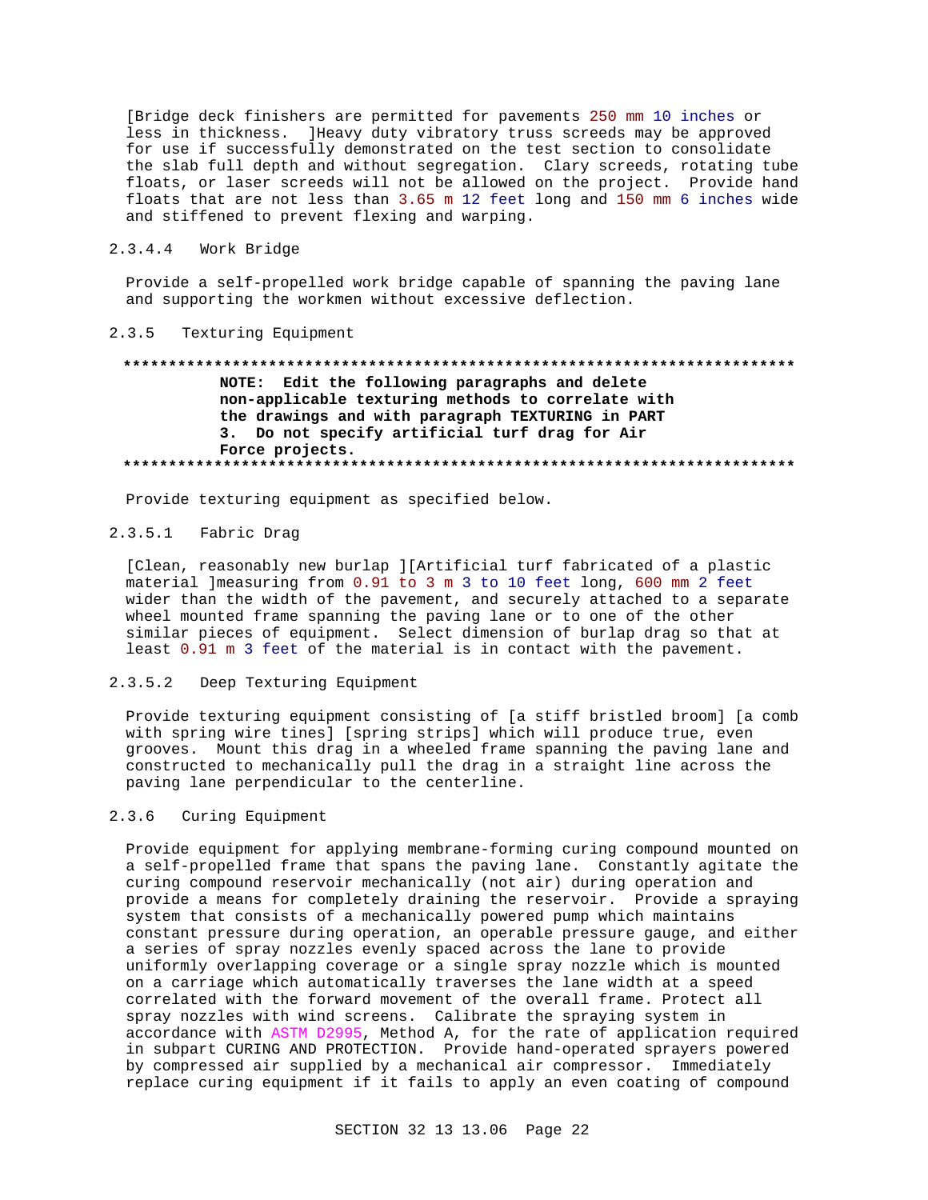[Bridge deck finishers are permitted for pavements 250 mm 10 inches or less in thickness. ]Heavy duty vibratory truss screeds may be approved for use if successfully demonstrated on the test section to consolidate the slab full depth and without segregation. Clary screeds, rotating tube floats, or laser screeds will not be allowed on the project. Provide hand floats that are not less than 3.65 m 12 feet long and 150 mm 6 inches wide and stiffened to prevent flexing and warping.

#### 2.3.4.4 Work Bridge

Provide a self-propelled work bridge capable of spanning the paving lane and supporting the workmen without excessive deflection.

### 2.3.5 Texturing Equipment

**NOTE: Edit the following paragraphs and delete non-applicable texturing methods to correlate with the drawings and with paragraph TEXTURING in PART 3. Do not specify artificial turf drag for Air Force projects.**

Provide texturing equipment as specified below.

#### 2.3.5.1 Fabric Drag

[Clean, reasonably new burlap ][Artificial turf fabricated of a plastic material ]measuring from 0.91 to 3 m 3 to 10 feet long, 600 mm 2 feet wider than the width of the pavement, and securely attached to a separate wheel mounted frame spanning the paving lane or to one of the other similar pieces of equipment. Select dimension of burlap drag so that at least 0.91 m 3 feet of the material is in contact with the pavement.

#### 2.3.5.2 Deep Texturing Equipment

Provide texturing equipment consisting of [a stiff bristled broom] [a comb with spring wire tines] [spring strips] which will produce true, even grooves. Mount this drag in a wheeled frame spanning the paving lane and constructed to mechanically pull the drag in a straight line across the paving lane perpendicular to the centerline.

### 2.3.6 Curing Equipment

Provide equipment for applying membrane-forming curing compound mounted on a self-propelled frame that spans the paving lane. Constantly agitate the curing compound reservoir mechanically (not air) during operation and provide a means for completely draining the reservoir. Provide a spraying system that consists of a mechanically powered pump which maintains constant pressure during operation, an operable pressure gauge, and either a series of spray nozzles evenly spaced across the lane to provide uniformly overlapping coverage or a single spray nozzle which is mounted on a carriage which automatically traverses the lane width at a speed correlated with the forward movement of the overall frame. Protect all spray nozzles with wind screens. Calibrate the spraying system in accordance with ASTM D2995, Method A, for the rate of application required in subpart CURING AND PROTECTION. Provide hand-operated sprayers powered by compressed air supplied by a mechanical air compressor. Immediately replace curing equipment if it fails to apply an even coating of compound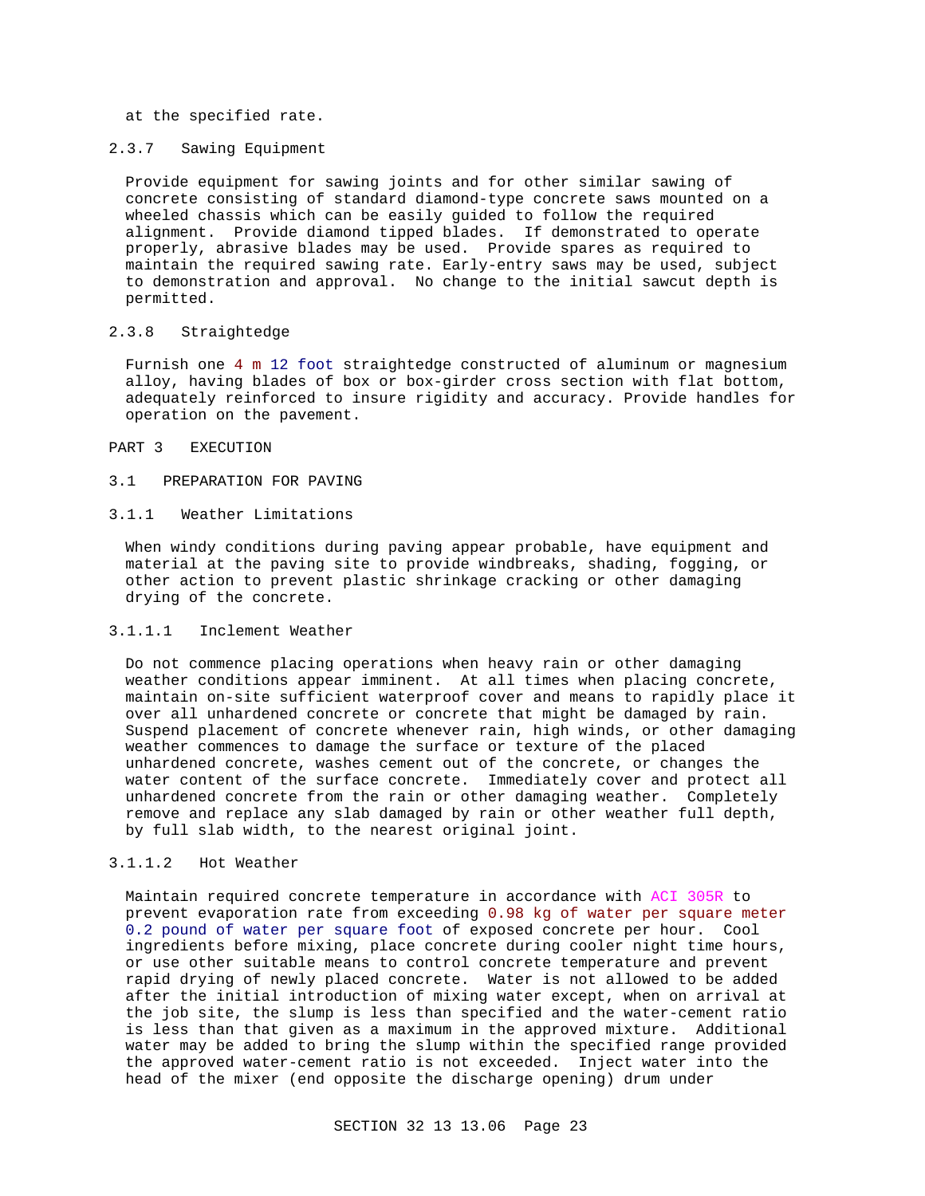at the specified rate.

### 2.3.7 Sawing Equipment

Provide equipment for sawing joints and for other similar sawing of concrete consisting of standard diamond-type concrete saws mounted on a wheeled chassis which can be easily guided to follow the required alignment. Provide diamond tipped blades. If demonstrated to operate properly, abrasive blades may be used. Provide spares as required to maintain the required sawing rate. Early-entry saws may be used, subject to demonstration and approval. No change to the initial sawcut depth is permitted.

### 2.3.8 Straightedge

Furnish one 4 m 12 foot straightedge constructed of aluminum or magnesium alloy, having blades of box or box-girder cross section with flat bottom, adequately reinforced to insure rigidity and accuracy. Provide handles for operation on the pavement.

# PART 3 EXECUTION

## 3.1 PREPARATION FOR PAVING

### 3.1.1 Weather Limitations

When windy conditions during paving appear probable, have equipment and material at the paving site to provide windbreaks, shading, fogging, or other action to prevent plastic shrinkage cracking or other damaging drying of the concrete.

#### 3.1.1.1 Inclement Weather

Do not commence placing operations when heavy rain or other damaging weather conditions appear imminent. At all times when placing concrete, maintain on-site sufficient waterproof cover and means to rapidly place it over all unhardened concrete or concrete that might be damaged by rain. Suspend placement of concrete whenever rain, high winds, or other damaging weather commences to damage the surface or texture of the placed unhardened concrete, washes cement out of the concrete, or changes the water content of the surface concrete. Immediately cover and protect all unhardened concrete from the rain or other damaging weather. Completely remove and replace any slab damaged by rain or other weather full depth, by full slab width, to the nearest original joint.

#### 3.1.1.2 Hot Weather

Maintain required concrete temperature in accordance with ACI 305R to prevent evaporation rate from exceeding 0.98 kg of water per square meter 0.2 pound of water per square foot of exposed concrete per hour. Cool ingredients before mixing, place concrete during cooler night time hours, or use other suitable means to control concrete temperature and prevent rapid drying of newly placed concrete. Water is not allowed to be added after the initial introduction of mixing water except, when on arrival at the job site, the slump is less than specified and the water-cement ratio is less than that given as a maximum in the approved mixture. Additional water may be added to bring the slump within the specified range provided the approved water-cement ratio is not exceeded. Inject water into the head of the mixer (end opposite the discharge opening) drum under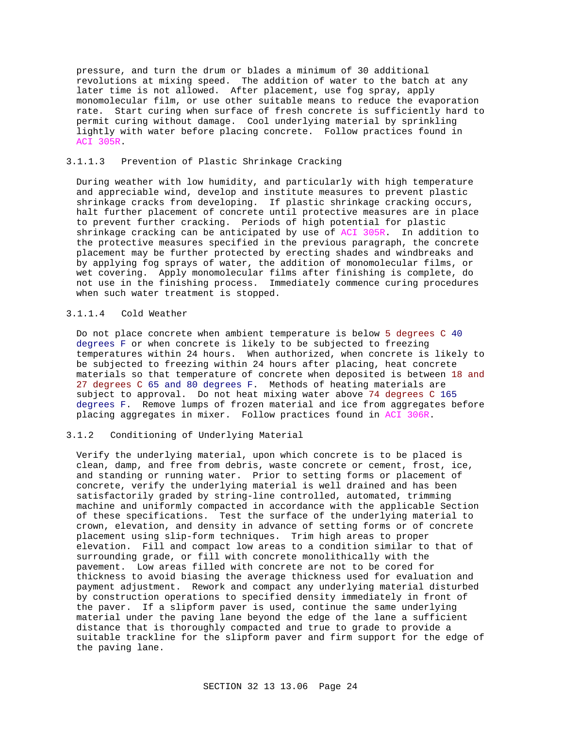pressure, and turn the drum or blades a minimum of 30 additional revolutions at mixing speed. The addition of water to the batch at any later time is not allowed. After placement, use fog spray, apply monomolecular film, or use other suitable means to reduce the evaporation rate. Start curing when surface of fresh concrete is sufficiently hard to permit curing without damage. Cool underlying material by sprinkling lightly with water before placing concrete. Follow practices found in ACI 305R.

#### 3.1.1.3 Prevention of Plastic Shrinkage Cracking

During weather with low humidity, and particularly with high temperature and appreciable wind, develop and institute measures to prevent plastic shrinkage cracks from developing. If plastic shrinkage cracking occurs, halt further placement of concrete until protective measures are in place to prevent further cracking. Periods of high potential for plastic shrinkage cracking can be anticipated by use of ACI 305R. In addition to the protective measures specified in the previous paragraph, the concrete placement may be further protected by erecting shades and windbreaks and by applying fog sprays of water, the addition of monomolecular films, or wet covering. Apply monomolecular films after finishing is complete, do not use in the finishing process. Immediately commence curing procedures when such water treatment is stopped.

#### 3.1.1.4 Cold Weather

Do not place concrete when ambient temperature is below 5 degrees C 40 degrees F or when concrete is likely to be subjected to freezing temperatures within 24 hours. When authorized, when concrete is likely to be subjected to freezing within 24 hours after placing, heat concrete materials so that temperature of concrete when deposited is between 18 and 27 degrees C 65 and 80 degrees F. Methods of heating materials are subject to approval. Do not heat mixing water above 74 degrees C 165 degrees F. Remove lumps of frozen material and ice from aggregates before placing aggregates in mixer. Follow practices found in ACI 306R.

### 3.1.2 Conditioning of Underlying Material

Verify the underlying material, upon which concrete is to be placed is clean, damp, and free from debris, waste concrete or cement, frost, ice, and standing or running water. Prior to setting forms or placement of concrete, verify the underlying material is well drained and has been satisfactorily graded by string-line controlled, automated, trimming machine and uniformly compacted in accordance with the applicable Section of these specifications. Test the surface of the underlying material to crown, elevation, and density in advance of setting forms or of concrete placement using slip-form techniques. Trim high areas to proper elevation. Fill and compact low areas to a condition similar to that of surrounding grade, or fill with concrete monolithically with the pavement. Low areas filled with concrete are not to be cored for thickness to avoid biasing the average thickness used for evaluation and payment adjustment. Rework and compact any underlying material disturbed by construction operations to specified density immediately in front of the paver. If a slipform paver is used, continue the same underlying material under the paving lane beyond the edge of the lane a sufficient distance that is thoroughly compacted and true to grade to provide a suitable trackline for the slipform paver and firm support for the edge of the paving lane.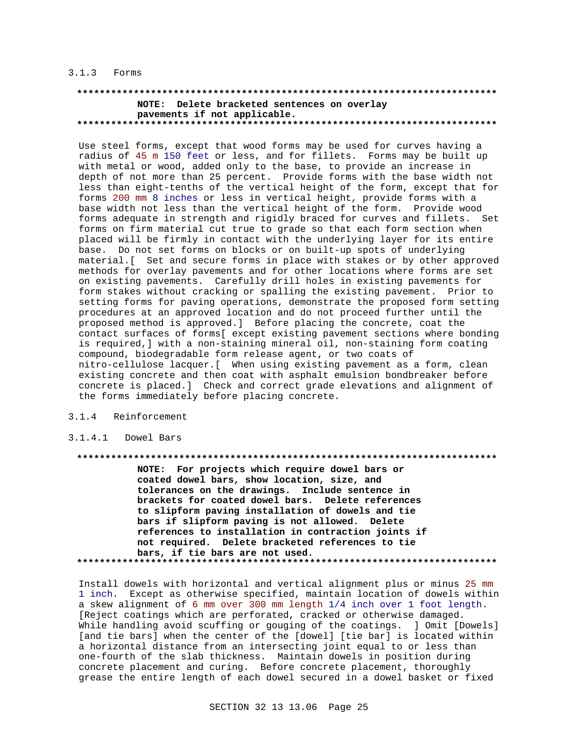### 3.1.3 Forms

**************************************************************************

**NOTE: Delete bracketed sentences on overlay pavements if not applicable.**

**************************************************************************

Use steel forms, except that wood forms may be used for curves having a radius of 45 m 150 feet or less, and for fillets. Forms may be built up with metal or wood, added only to the base, to provide an increase in depth of not more than 25 percent. Provide forms with the base width not less than eight-tenths of the vertical height of the form, except that for forms 200 mm 8 inches or less in vertical height, provide forms with a base width not less than the vertical height of the form. Provide wood forms adequate in strength and rigidly braced for curves and fillets. Set forms on firm material cut true to grade so that each form section when placed will be firmly in contact with the underlying layer for its entire base. Do not set forms on blocks or on built-up spots of underlying material.[ Set and secure forms in place with stakes or by other approved methods for overlay pavements and for other locations where forms are set on existing pavements. Carefully drill holes in existing pavements for form stakes without cracking or spalling the existing pavement. Prior to setting forms for paving operations, demonstrate the proposed form setting procedures at an approved location and do not proceed further until the proposed method is approved.] Before placing the concrete, coat the contact surfaces of forms[ except existing pavement sections where bonding is required,] with a non-staining mineral oil, non-staining form coating compound, biodegradable form release agent, or two coats of nitro-cellulose lacquer.[ When using existing pavement as a form, clean existing concrete and then coat with asphalt emulsion bondbreaker before concrete is placed.] Check and correct grade elevations and alignment of the forms immediately before placing concrete.

### 3.1.4 Reinforcement

#### 3.1.4.1 Dowel Bars

**************************************************************************

**NOTE: For projects which require dowel bars or coated dowel bars, show location, size, and tolerances on the drawings. Include sentence in brackets for coated dowel bars. Delete references to slipform paving installation of dowels and tie bars if slipform paving is not allowed. Delete references to installation in contraction joints if not required. Delete bracketed references to tie bars, if tie bars are not used.**

**************************************************************************

Install dowels with horizontal and vertical alignment plus or minus 25 mm 1 inch. Except as otherwise specified, maintain location of dowels within a skew alignment of 6 mm over 300 mm length 1/4 inch over 1 foot length. [Reject coatings which are perforated, cracked or otherwise damaged. While handling avoid scuffing or gouging of the coatings. ] Omit [Dowels] [and tie bars] when the center of the [dowel] [tie bar] is located within a horizontal distance from an intersecting joint equal to or less than one-fourth of the slab thickness. Maintain dowels in position during concrete placement and curing. Before concrete placement, thoroughly grease the entire length of each dowel secured in a dowel basket or fixed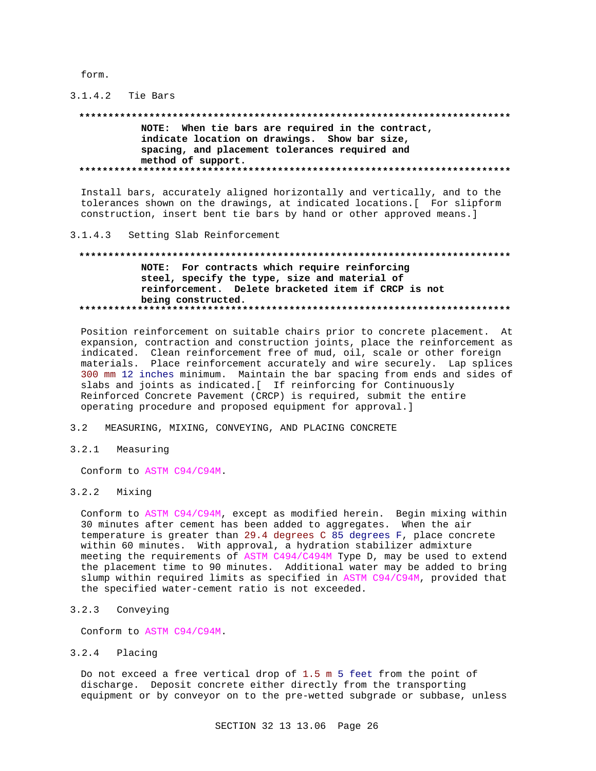form.

#### 3.1.4.2 Tie Bars

```
**************************************************************************
          NOTE:  When tie bars are required in the contract,
          indicate location on drawings.  Show bar size,
          spacing, and placement tolerances required and
          method of support.
**************************************************************************
```

Install bars, accurately aligned horizontally and vertically, and to the tolerances shown on the drawings, at indicated locations.[ For slipform construction, insert bent tie bars by hand or other approved means.]

#### 3.1.4.3 Setting Slab Reinforcement

```
**************************************************************************
          NOTE:  For contracts which require reinforcing
          steel, specify the type, size and material of
          reinforcement.  Delete bracketed item if CRCP is not
          being constructed.
**************************************************************************
```

Position reinforcement on suitable chairs prior to concrete placement. At expansion, contraction and construction joints, place the reinforcement as indicated. Clean reinforcement free of mud, oil, scale or other foreign materials. Place reinforcement accurately and wire securely. Lap splices 300 mm 12 inches minimum. Maintain the bar spacing from ends and sides of slabs and joints as indicated.[ If reinforcing for Continuously Reinforced Concrete Pavement (CRCP) is required, submit the entire operating procedure and proposed equipment for approval.]

## 3.2 MEASURING, MIXING, CONVEYING, AND PLACING CONCRETE

### 3.2.1 Measuring

Conform to ASTM C94/C94M.

### 3.2.2 Mixing

Conform to ASTM C94/C94M, except as modified herein. Begin mixing within 30 minutes after cement has been added to aggregates. When the air temperature is greater than 29.4 degrees C 85 degrees F, place concrete within 60 minutes. With approval, a hydration stabilizer admixture meeting the requirements of ASTM C494/C494M Type D, may be used to extend the placement time to 90 minutes. Additional water may be added to bring slump within required limits as specified in ASTM C94/C94M, provided that the specified water-cement ratio is not exceeded.

### 3.2.3 Conveying

Conform to ASTM C94/C94M.

### 3.2.4 Placing

Do not exceed a free vertical drop of 1.5 m 5 feet from the point of discharge. Deposit concrete either directly from the transporting equipment or by conveyor on to the pre-wetted subgrade or subbase, unless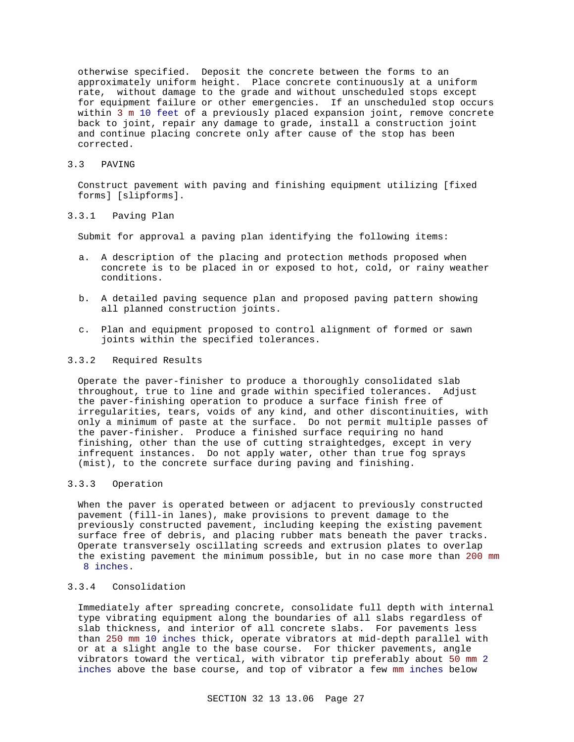otherwise specified. Deposit the concrete between the forms to an approximately uniform height. Place concrete continuously at a uniform rate, without damage to the grade and without unscheduled stops except for equipment failure or other emergencies. If an unscheduled stop occurs within 3 m 10 feet of a previously placed expansion joint, remove concrete back to joint, repair any damage to grade, install a construction joint and continue placing concrete only after cause of the stop has been corrected.

## 3.3 PAVING

Construct pavement with paving and finishing equipment utilizing [fixed forms] [slipforms].

### 3.3.1 Paving Plan

Submit for approval a paving plan identifying the following items:

a. A description of the placing and protection methods proposed when concrete is to be placed in or exposed to hot, cold, or rainy weather conditions.

b. A detailed paving sequence plan and proposed paving pattern showing all planned construction joints.

c. Plan and equipment proposed to control alignment of formed or sawn joints within the specified tolerances.

### 3.3.2 Required Results

Operate the paver-finisher to produce a thoroughly consolidated slab throughout, true to line and grade within specified tolerances. Adjust the paver-finishing operation to produce a surface finish free of irregularities, tears, voids of any kind, and other discontinuities, with only a minimum of paste at the surface. Do not permit multiple passes of the paver-finisher. Produce a finished surface requiring no hand finishing, other than the use of cutting straightedges, except in very infrequent instances. Do not apply water, other than true fog sprays (mist), to the concrete surface during paving and finishing.

### 3.3.3 Operation

When the paver is operated between or adjacent to previously constructed pavement (fill-in lanes), make provisions to prevent damage to the previously constructed pavement, including keeping the existing pavement surface free of debris, and placing rubber mats beneath the paver tracks. Operate transversely oscillating screeds and extrusion plates to overlap the existing pavement the minimum possible, but in no case more than 200 mm 8 inches.

### 3.3.4 Consolidation

Immediately after spreading concrete, consolidate full depth with internal type vibrating equipment along the boundaries of all slabs regardless of slab thickness, and interior of all concrete slabs. For pavements less than 250 mm 10 inches thick, operate vibrators at mid-depth parallel with or at a slight angle to the base course. For thicker pavements, angle vibrators toward the vertical, with vibrator tip preferably about 50 mm 2 inches above the base course, and top of vibrator a few mm inches below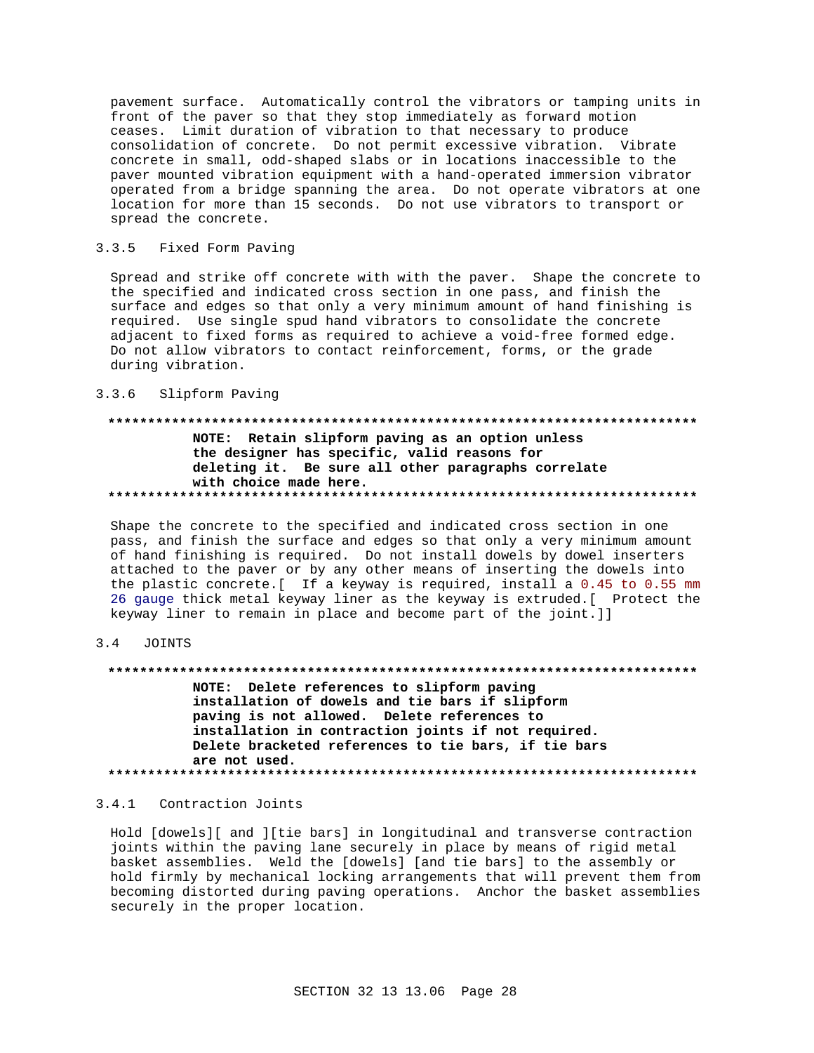pavement surface. Automatically control the vibrators or tamping units in front of the paver so that they stop immediately as forward motion ceases. Limit duration of vibration to that necessary to produce consolidation of concrete. Do not permit excessive vibration. Vibrate concrete in small, odd-shaped slabs or in locations inaccessible to the paver mounted vibration equipment with a hand-operated immersion vibrator operated from a bridge spanning the area. Do not operate vibrators at one location for more than 15 seconds. Do not use vibrators to transport or spread the concrete.

### 3.3.5 Fixed Form Paving

Spread and strike off concrete with with the paver. Shape the concrete to the specified and indicated cross section in one pass, and finish the surface and edges so that only a very minimum amount of hand finishing is required. Use single spud hand vibrators to consolidate the concrete adjacent to fixed forms as required to achieve a void-free formed edge. Do not allow vibrators to contact reinforcement, forms, or the grade during vibration.

### 3.3.6 Slipform Paving

**************************************************************************

**NOTE: Retain slipform paving as an option unless the designer has specific, valid reasons for deleting it. Be sure all other paragraphs correlate with choice made here.**

**************************************************************************

Shape the concrete to the specified and indicated cross section in one pass, and finish the surface and edges so that only a very minimum amount of hand finishing is required. Do not install dowels by dowel inserters attached to the paver or by any other means of inserting the dowels into the plastic concrete.[ If a keyway is required, install a 0.45 to 0.55 mm 26 gauge thick metal keyway liner as the keyway is extruded.[ Protect the keyway liner to remain in place and become part of the joint.]]

## 3.4 JOINTS

**************************************************************************

**NOTE: Delete references to slipform paving installation of dowels and tie bars if slipform paving is not allowed. Delete references to installation in contraction joints if not required. Delete bracketed references to tie bars, if tie bars are not used.**

**************************************************************************

### 3.4.1 Contraction Joints

Hold [dowels][ and ][tie bars] in longitudinal and transverse contraction joints within the paving lane securely in place by means of rigid metal basket assemblies. Weld the [dowels] [and tie bars] to the assembly or hold firmly by mechanical locking arrangements that will prevent them from becoming distorted during paving operations. Anchor the basket assemblies securely in the proper location.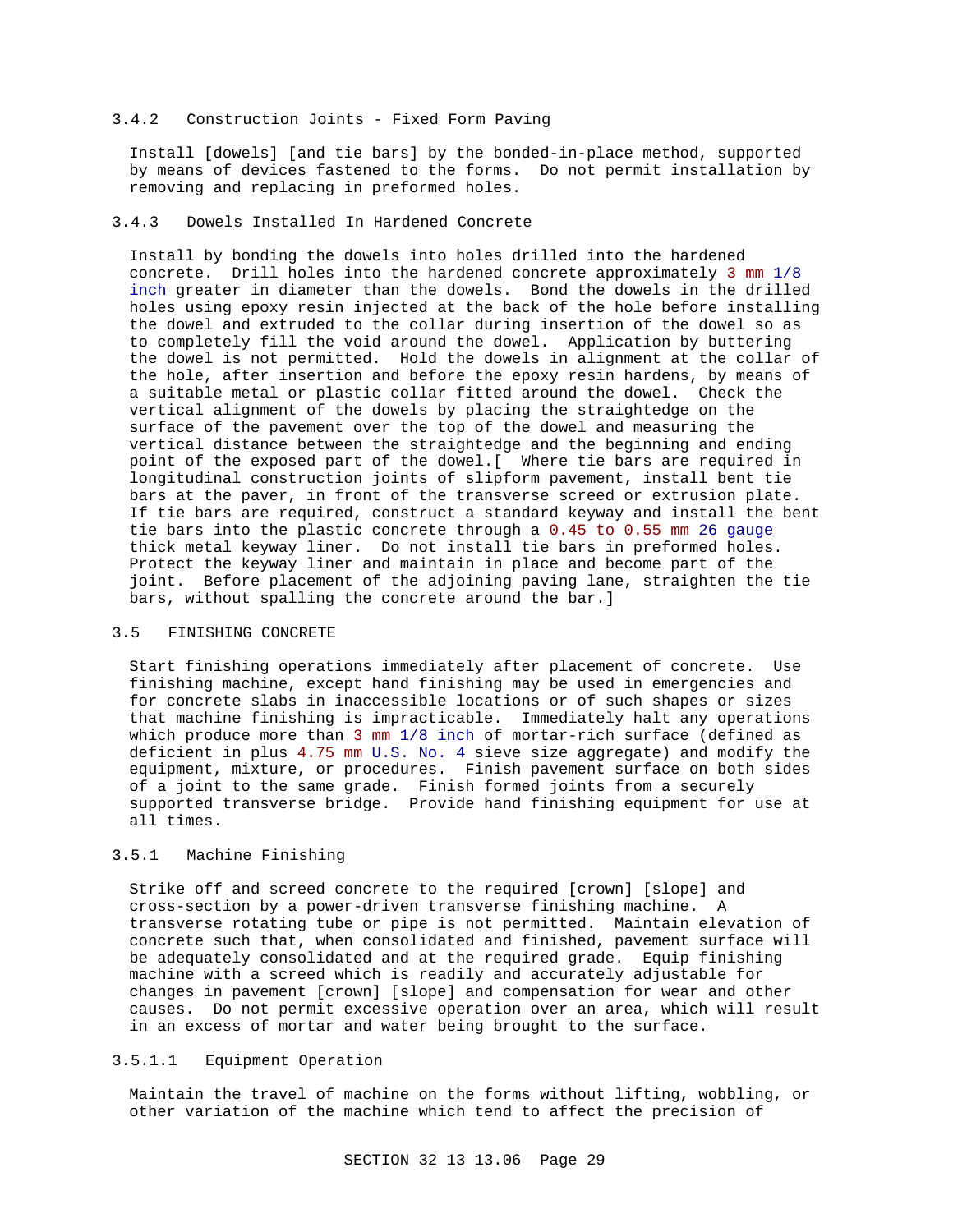### 3.4.2 Construction Joints - Fixed Form Paving

Install [dowels] [and tie bars] by the bonded-in-place method, supported by means of devices fastened to the forms. Do not permit installation by removing and replacing in preformed holes.

### 3.4.3 Dowels Installed In Hardened Concrete

Install by bonding the dowels into holes drilled into the hardened concrete. Drill holes into the hardened concrete approximately 3 mm 1/8 inch greater in diameter than the dowels. Bond the dowels in the drilled holes using epoxy resin injected at the back of the hole before installing the dowel and extruded to the collar during insertion of the dowel so as to completely fill the void around the dowel. Application by buttering the dowel is not permitted. Hold the dowels in alignment at the collar of the hole, after insertion and before the epoxy resin hardens, by means of a suitable metal or plastic collar fitted around the dowel. Check the vertical alignment of the dowels by placing the straightedge on the surface of the pavement over the top of the dowel and measuring the vertical distance between the straightedge and the beginning and ending point of the exposed part of the dowel.[ Where tie bars are required in longitudinal construction joints of slipform pavement, install bent tie bars at the paver, in front of the transverse screed or extrusion plate. If tie bars are required, construct a standard keyway and install the bent tie bars into the plastic concrete through a 0.45 to 0.55 mm 26 gauge thick metal keyway liner. Do not install tie bars in preformed holes. Protect the keyway liner and maintain in place and become part of the joint. Before placement of the adjoining paving lane, straighten the tie bars, without spalling the concrete around the bar.]

## 3.5 FINISHING CONCRETE

Start finishing operations immediately after placement of concrete. Use finishing machine, except hand finishing may be used in emergencies and for concrete slabs in inaccessible locations or of such shapes or sizes that machine finishing is impracticable. Immediately halt any operations which produce more than 3 mm 1/8 inch of mortar-rich surface (defined as deficient in plus 4.75 mm U.S. No. 4 sieve size aggregate) and modify the equipment, mixture, or procedures. Finish pavement surface on both sides of a joint to the same grade. Finish formed joints from a securely supported transverse bridge. Provide hand finishing equipment for use at all times.

### 3.5.1 Machine Finishing

Strike off and screed concrete to the required [crown] [slope] and cross-section by a power-driven transverse finishing machine. A transverse rotating tube or pipe is not permitted. Maintain elevation of concrete such that, when consolidated and finished, pavement surface will be adequately consolidated and at the required grade. Equip finishing machine with a screed which is readily and accurately adjustable for changes in pavement [crown] [slope] and compensation for wear and other causes. Do not permit excessive operation over an area, which will result in an excess of mortar and water being brought to the surface.

#### 3.5.1.1 Equipment Operation

Maintain the travel of machine on the forms without lifting, wobbling, or other variation of the machine which tend to affect the precision of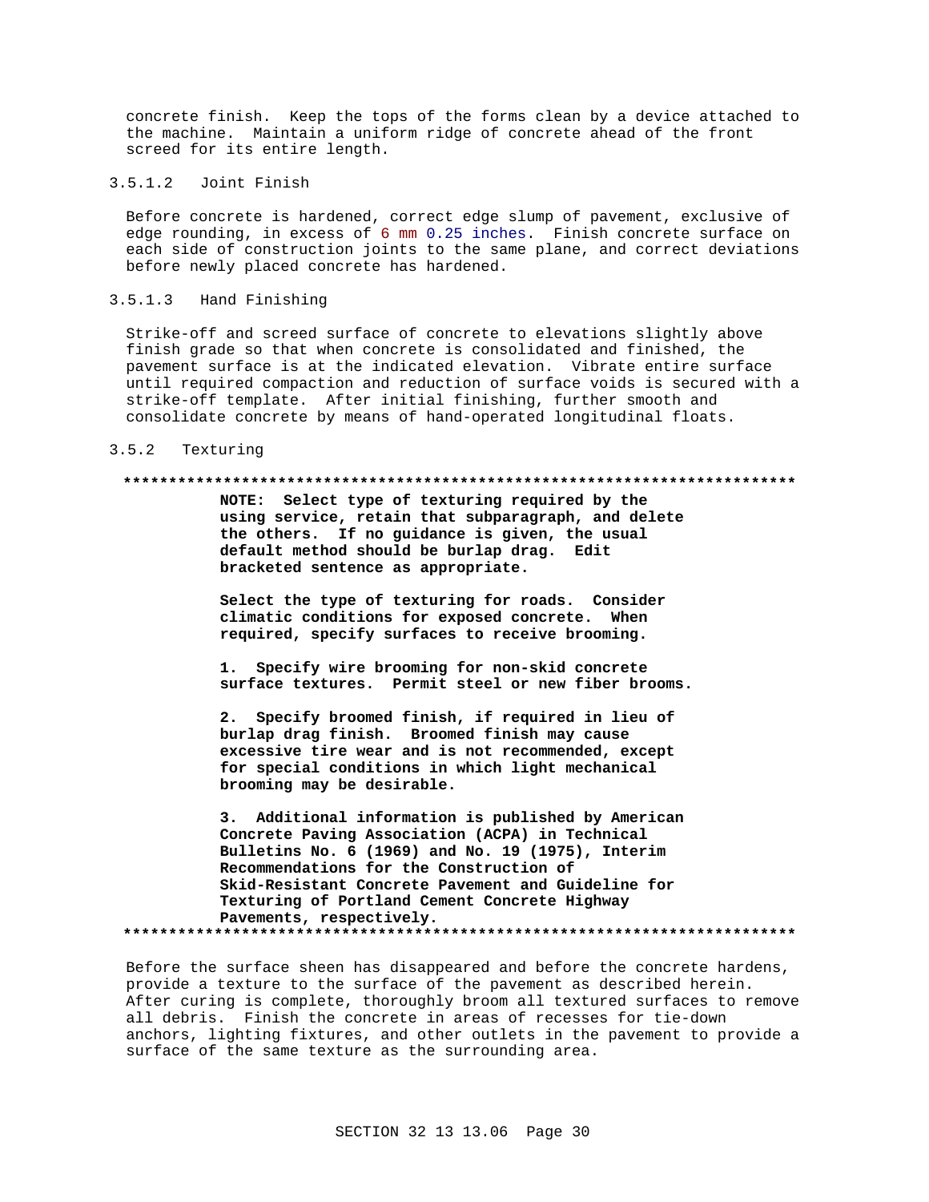concrete finish. Keep the tops of the forms clean by a device attached to the machine. Maintain a uniform ridge of concrete ahead of the front screed for its entire length.

#### 3.5.1.2 Joint Finish

Before concrete is hardened, correct edge slump of pavement, exclusive of edge rounding, in excess of 6 mm 0.25 inches. Finish concrete surface on each side of construction joints to the same plane, and correct deviations before newly placed concrete has hardened.

#### 3.5.1.3 Hand Finishing

Strike-off and screed surface of concrete to elevations slightly above finish grade so that when concrete is consolidated and finished, the pavement surface is at the indicated elevation. Vibrate entire surface until required compaction and reduction of surface voids is secured with a strike-off template. After initial finishing, further smooth and consolidate concrete by means of hand-operated longitudinal floats.

### 3.5.2 Texturing

**************************************************************************

**NOTE: Select type of texturing required by the using service, retain that subparagraph, and delete the others. If no guidance is given, the usual default method should be burlap drag. Edit bracketed sentence as appropriate.**

**Select the type of texturing for roads. Consider climatic conditions for exposed concrete. When required, specify surfaces to receive brooming.**

**1. Specify wire brooming for non-skid concrete surface textures. Permit steel or new fiber brooms.**

**2. Specify broomed finish, if required in lieu of burlap drag finish. Broomed finish may cause excessive tire wear and is not recommended, except for special conditions in which light mechanical brooming may be desirable.**

**3. Additional information is published by American Concrete Paving Association (ACPA) in Technical Bulletins No. 6 (1969) and No. 19 (1975), Interim Recommendations for the Construction of Skid-Resistant Concrete Pavement and Guideline for Texturing of Portland Cement Concrete Highway Pavements, respectively.**

**************************************************************************

Before the surface sheen has disappeared and before the concrete hardens, provide a texture to the surface of the pavement as described herein. After curing is complete, thoroughly broom all textured surfaces to remove all debris. Finish the concrete in areas of recesses for tie-down anchors, lighting fixtures, and other outlets in the pavement to provide a surface of the same texture as the surrounding area.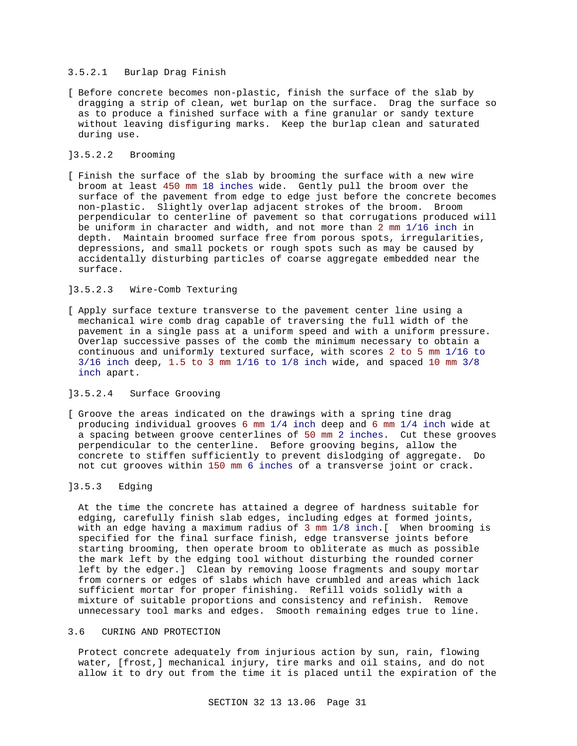#### 3.5.2.1 Burlap Drag Finish

[ Before concrete becomes non-plastic, finish the surface of the slab by dragging a strip of clean, wet burlap on the surface. Drag the surface so as to produce a finished surface with a fine granular or sandy texture without leaving disfiguring marks. Keep the burlap clean and saturated during use.

]

#### 3.5.2.2 Brooming

[ Finish the surface of the slab by brooming the surface with a new wire broom at least 450 mm 18 inches wide. Gently pull the broom over the surface of the pavement from edge to edge just before the concrete becomes non-plastic. Slightly overlap adjacent strokes of the broom. Broom perpendicular to centerline of pavement so that corrugations produced will be uniform in character and width, and not more than 2 mm 1/16 inch in depth. Maintain broomed surface free from porous spots, irregularities, depressions, and small pockets or rough spots such as may be caused by accidentally disturbing particles of coarse aggregate embedded near the surface.

]

#### 3.5.2.3 Wire-Comb Texturing

[ Apply surface texture transverse to the pavement center line using a mechanical wire comb drag capable of traversing the full width of the pavement in a single pass at a uniform speed and with a uniform pressure. Overlap successive passes of the comb the minimum necessary to obtain a continuous and uniformly textured surface, with scores 2 to 5 mm 1/16 to 3/16 inch deep, 1.5 to 3 mm 1/16 to 1/8 inch wide, and spaced 10 mm 3/8 inch apart.

]

#### 3.5.2.4 Surface Grooving

[ Groove the areas indicated on the drawings with a spring tine drag producing individual grooves 6 mm 1/4 inch deep and 6 mm 1/4 inch wide at a spacing between groove centerlines of 50 mm 2 inches. Cut these grooves perpendicular to the centerline. Before grooving begins, allow the concrete to stiffen sufficiently to prevent dislodging of aggregate. Do not cut grooves within 150 mm 6 inches of a transverse joint or crack.

]

### 3.5.3 Edging

At the time the concrete has attained a degree of hardness suitable for edging, carefully finish slab edges, including edges at formed joints, with an edge having a maximum radius of 3 mm 1/8 inch.[ When brooming is specified for the final surface finish, edge transverse joints before starting brooming, then operate broom to obliterate as much as possible the mark left by the edging tool without disturbing the rounded corner left by the edger.] Clean by removing loose fragments and soupy mortar from corners or edges of slabs which have crumbled and areas which lack sufficient mortar for proper finishing. Refill voids solidly with a mixture of suitable proportions and consistency and refinish. Remove unnecessary tool marks and edges. Smooth remaining edges true to line.

## 3.6 CURING AND PROTECTION

Protect concrete adequately from injurious action by sun, rain, flowing water, [frost,] mechanical injury, tire marks and oil stains, and do not allow it to dry out from the time it is placed until the expiration of the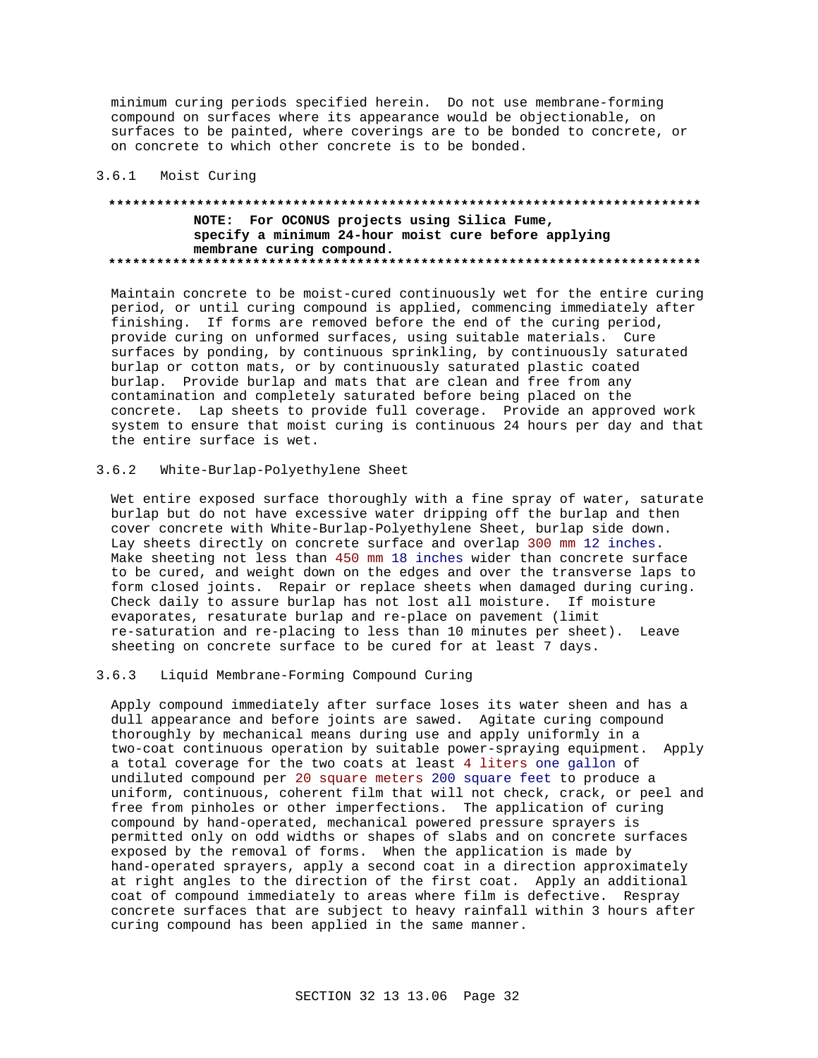minimum curing periods specified herein. Do not use membrane-forming compound on surfaces where its appearance would be objectionable, on surfaces to be painted, where coverings are to be bonded to concrete, or on concrete to which other concrete is to be bonded.

### 3.6.1 Moist Curing

**************************************************************************

**NOTE: For OCONUS projects using Silica Fume, specify a minimum 24-hour moist cure before applying membrane curing compound.**

**************************************************************************

Maintain concrete to be moist-cured continuously wet for the entire curing period, or until curing compound is applied, commencing immediately after finishing. If forms are removed before the end of the curing period, provide curing on unformed surfaces, using suitable materials. Cure surfaces by ponding, by continuous sprinkling, by continuously saturated burlap or cotton mats, or by continuously saturated plastic coated burlap. Provide burlap and mats that are clean and free from any contamination and completely saturated before being placed on the concrete. Lap sheets to provide full coverage. Provide an approved work system to ensure that moist curing is continuous 24 hours per day and that the entire surface is wet.

### 3.6.2 White-Burlap-Polyethylene Sheet

Wet entire exposed surface thoroughly with a fine spray of water, saturate burlap but do not have excessive water dripping off the burlap and then cover concrete with White-Burlap-Polyethylene Sheet, burlap side down. Lay sheets directly on concrete surface and overlap 300 mm 12 inches. Make sheeting not less than 450 mm 18 inches wider than concrete surface to be cured, and weight down on the edges and over the transverse laps to form closed joints. Repair or replace sheets when damaged during curing. Check daily to assure burlap has not lost all moisture. If moisture evaporates, resaturate burlap and re-place on pavement (limit re-saturation and re-placing to less than 10 minutes per sheet). Leave sheeting on concrete surface to be cured for at least 7 days.

### 3.6.3 Liquid Membrane-Forming Compound Curing

Apply compound immediately after surface loses its water sheen and has a dull appearance and before joints are sawed. Agitate curing compound thoroughly by mechanical means during use and apply uniformly in a two-coat continuous operation by suitable power-spraying equipment. Apply a total coverage for the two coats at least 4 liters one gallon of undiluted compound per 20 square meters 200 square feet to produce a uniform, continuous, coherent film that will not check, crack, or peel and free from pinholes or other imperfections. The application of curing compound by hand-operated, mechanical powered pressure sprayers is permitted only on odd widths or shapes of slabs and on concrete surfaces exposed by the removal of forms. When the application is made by hand-operated sprayers, apply a second coat in a direction approximately at right angles to the direction of the first coat. Apply an additional coat of compound immediately to areas where film is defective. Respray concrete surfaces that are subject to heavy rainfall within 3 hours after curing compound has been applied in the same manner.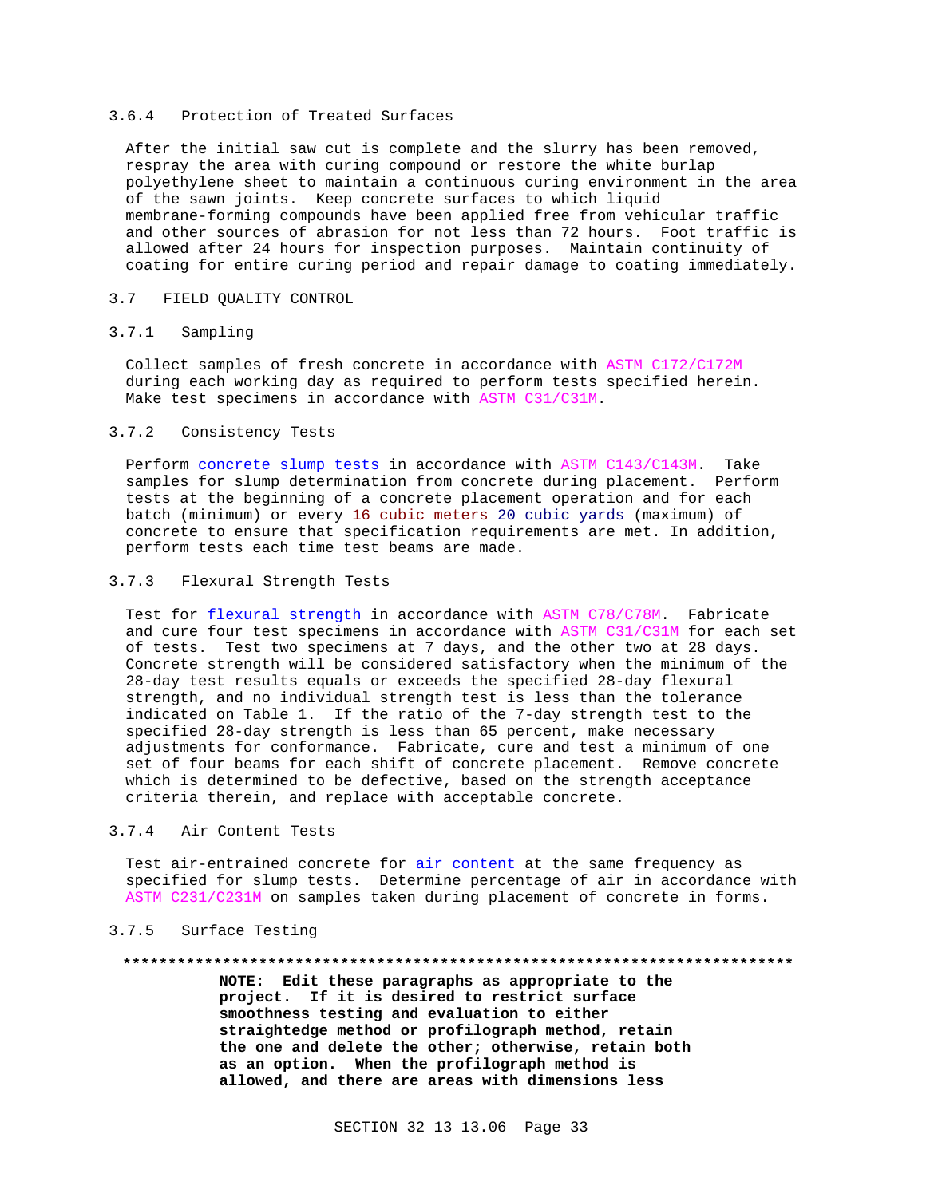#### 3.6.4 Protection of Treated Surfaces

After the initial saw cut is complete and the slurry has been removed, respray the area with curing compound or restore the white burlap polyethylene sheet to maintain a continuous curing environment in the area of the sawn joints. Keep concrete surfaces to which liquid membrane-forming compounds have been applied free from vehicular traffic and other sources of abrasion for not less than 72 hours. Foot traffic is allowed after 24 hours for inspection purposes. Maintain continuity of coating for entire curing period and repair damage to coating immediately.

### 3.7 FIELD QUALITY CONTROL

#### 3.7.1 Sampling

Collect samples of fresh concrete in accordance with ASTM C172/C172M during each working day as required to perform tests specified herein. Make test specimens in accordance with ASTM C31/C31M.

#### 3.7.2 Consistency Tests

Perform concrete slump tests in accordance with ASTM C143/C143M. Take samples for slump determination from concrete during placement. Perform tests at the beginning of a concrete placement operation and for each batch (minimum) or every 16 cubic meters 20 cubic yards (maximum) of concrete to ensure that specification requirements are met. In addition, perform tests each time test beams are made.

#### 3.7.3 Flexural Strength Tests

Test for flexural strength in accordance with ASTM C78/C78M. Fabricate and cure four test specimens in accordance with ASTM C31/C31M for each set of tests. Test two specimens at 7 days, and the other two at 28 days. Concrete strength will be considered satisfactory when the minimum of the 28-day test results equals or exceeds the specified 28-day flexural strength, and no individual strength test is less than the tolerance indicated on Table 1. If the ratio of the 7-day strength test to the specified 28-day strength is less than 65 percent, make necessary adjustments for conformance. Fabricate, cure and test a minimum of one set of four beams for each shift of concrete placement. Remove concrete which is determined to be defective, based on the strength acceptance criteria therein, and replace with acceptable concrete.

#### 3.7.4 Air Content Tests

Test air-entrained concrete for air content at the same frequency as specified for slump tests. Determine percentage of air in accordance with ASTM C231/C231M on samples taken during placement of concrete in forms.

#### 3.7.5 Surface Testing

**************************************************************************

**NOTE: Edit these paragraphs as appropriate to the project. If it is desired to restrict surface smoothness testing and evaluation to either straightedge method or profilograph method, retain the one and delete the other; otherwise, retain both as an option. When the profilograph method is allowed, and there are areas with dimensions less**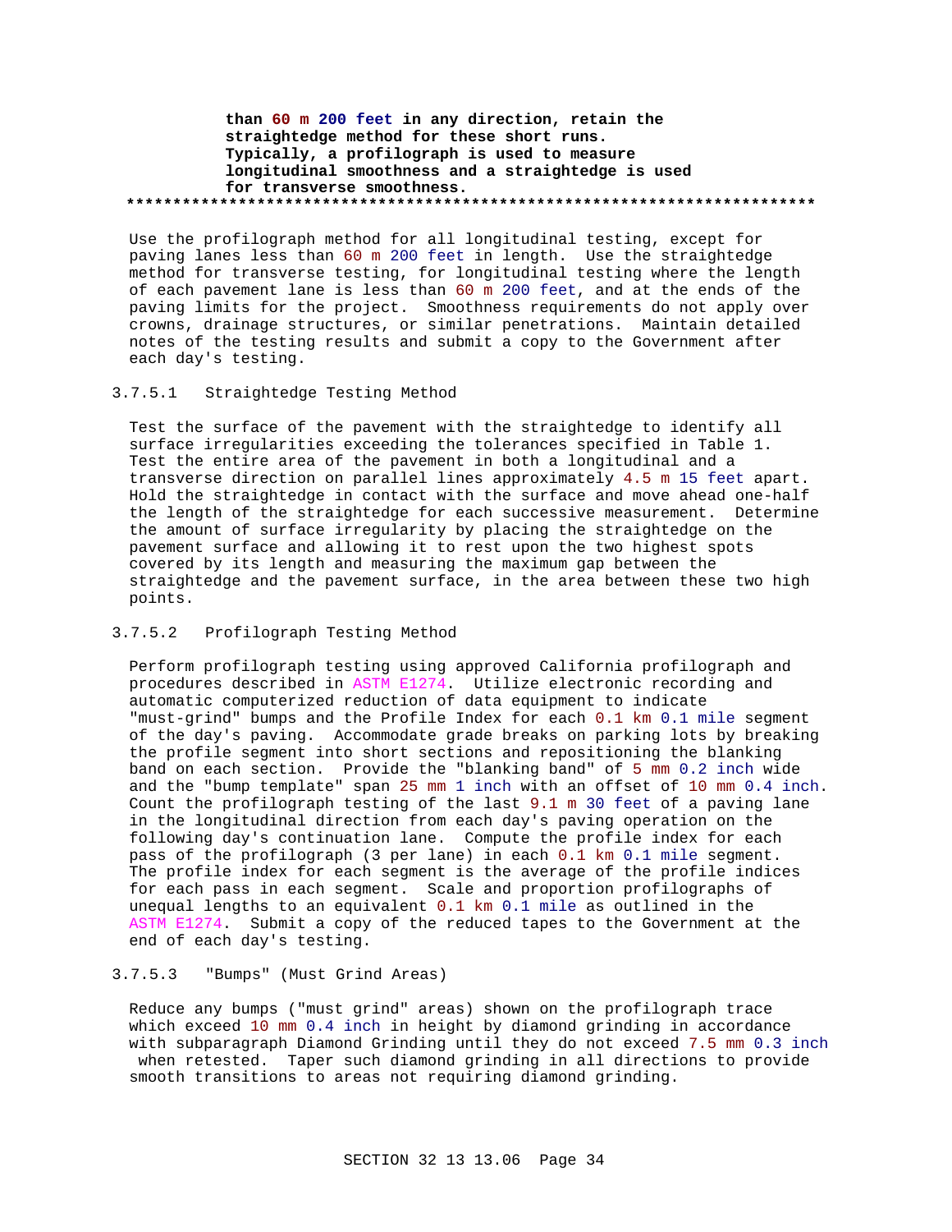**than 60 m 200 feet in any direction, retain the straightedge method for these short runs. Typically, a profilograph is used to measure longitudinal smoothness and a straightedge is used for transverse smoothness.**

**************************************************************************

Use the profilograph method for all longitudinal testing, except for paving lanes less than 60 m 200 feet in length. Use the straightedge method for transverse testing, for longitudinal testing where the length of each pavement lane is less than 60 m 200 feet, and at the ends of the paving limits for the project. Smoothness requirements do not apply over crowns, drainage structures, or similar penetrations. Maintain detailed notes of the testing results and submit a copy to the Government after each day's testing.

#### 3.7.5.1 Straightedge Testing Method

Test the surface of the pavement with the straightedge to identify all surface irregularities exceeding the tolerances specified in Table 1. Test the entire area of the pavement in both a longitudinal and a transverse direction on parallel lines approximately 4.5 m 15 feet apart. Hold the straightedge in contact with the surface and move ahead one-half the length of the straightedge for each successive measurement. Determine the amount of surface irregularity by placing the straightedge on the pavement surface and allowing it to rest upon the two highest spots covered by its length and measuring the maximum gap between the straightedge and the pavement surface, in the area between these two high points.

#### 3.7.5.2 Profilograph Testing Method

Perform profilograph testing using approved California profilograph and procedures described in ASTM E1274. Utilize electronic recording and automatic computerized reduction of data equipment to indicate "must-grind" bumps and the Profile Index for each 0.1 km 0.1 mile segment of the day's paving. Accommodate grade breaks on parking lots by breaking the profile segment into short sections and repositioning the blanking band on each section. Provide the "blanking band" of 5 mm 0.2 inch wide and the "bump template" span 25 mm 1 inch with an offset of 10 mm 0.4 inch. Count the profilograph testing of the last 9.1 m 30 feet of a paving lane in the longitudinal direction from each day's paving operation on the following day's continuation lane. Compute the profile index for each pass of the profilograph (3 per lane) in each 0.1 km 0.1 mile segment. The profile index for each segment is the average of the profile indices for each pass in each segment. Scale and proportion profilographs of unequal lengths to an equivalent 0.1 km 0.1 mile as outlined in the ASTM E1274. Submit a copy of the reduced tapes to the Government at the end of each day's testing.

#### 3.7.5.3 "Bumps" (Must Grind Areas)

Reduce any bumps ("must grind" areas) shown on the profilograph trace which exceed 10 mm 0.4 inch in height by diamond grinding in accordance with subparagraph Diamond Grinding until they do not exceed 7.5 mm 0.3 inch when retested. Taper such diamond grinding in all directions to provide smooth transitions to areas not requiring diamond grinding.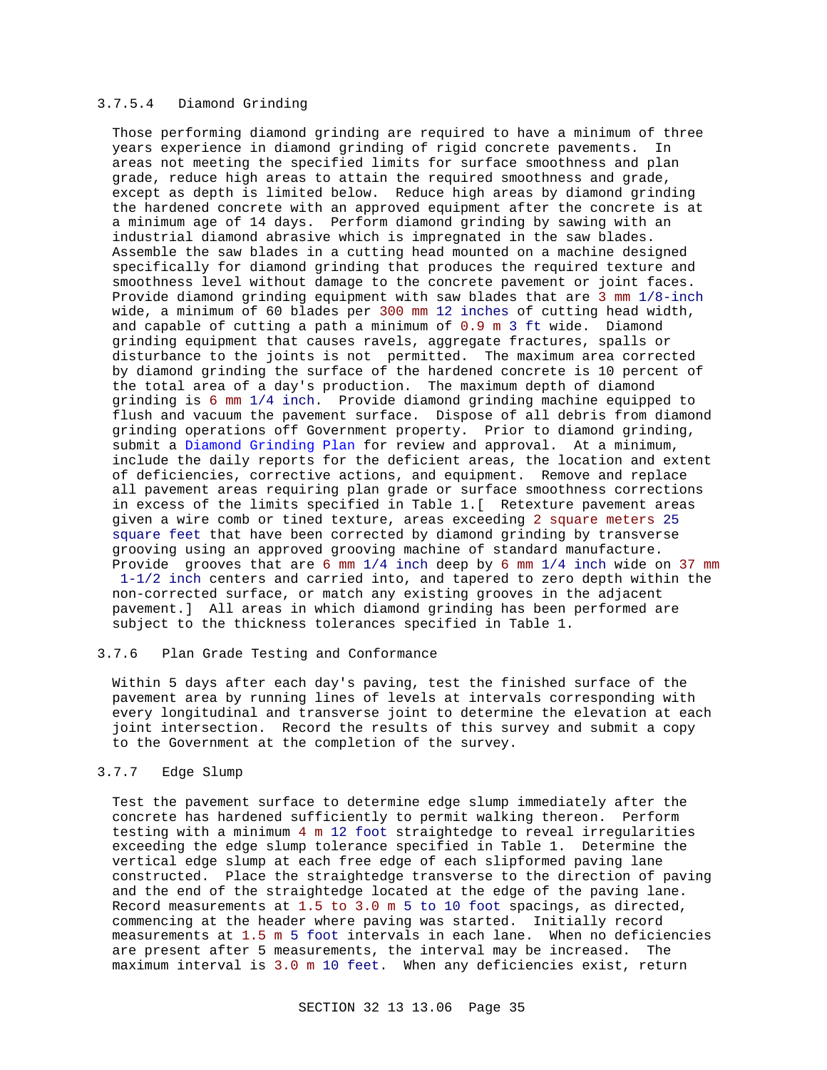#### 3.7.5.4 Diamond Grinding

Those performing diamond grinding are required to have a minimum of three years experience in diamond grinding of rigid concrete pavements. In areas not meeting the specified limits for surface smoothness and plan grade, reduce high areas to attain the required smoothness and grade, except as depth is limited below. Reduce high areas by diamond grinding the hardened concrete with an approved equipment after the concrete is at a minimum age of 14 days. Perform diamond grinding by sawing with an industrial diamond abrasive which is impregnated in the saw blades. Assemble the saw blades in a cutting head mounted on a machine designed specifically for diamond grinding that produces the required texture and smoothness level without damage to the concrete pavement or joint faces. Provide diamond grinding equipment with saw blades that are 3 mm 1/8-inch wide, a minimum of 60 blades per 300 mm 12 inches of cutting head width, and capable of cutting a path a minimum of 0.9 m 3 ft wide. Diamond grinding equipment that causes ravels, aggregate fractures, spalls or disturbance to the joints is not permitted. The maximum area corrected by diamond grinding the surface of the hardened concrete is 10 percent of the total area of a day's production. The maximum depth of diamond grinding is 6 mm 1/4 inch. Provide diamond grinding machine equipped to flush and vacuum the pavement surface. Dispose of all debris from diamond grinding operations off Government property. Prior to diamond grinding, submit a Diamond Grinding Plan for review and approval. At a minimum, include the daily reports for the deficient areas, the location and extent of deficiencies, corrective actions, and equipment. Remove and replace all pavement areas requiring plan grade or surface smoothness corrections in excess of the limits specified in Table 1.[ Retexture pavement areas given a wire comb or tined texture, areas exceeding 2 square meters 25 square feet that have been corrected by diamond grinding by transverse grooving using an approved grooving machine of standard manufacture. Provide grooves that are 6 mm 1/4 inch deep by 6 mm 1/4 inch wide on 37 mm 1-1/2 inch centers and carried into, and tapered to zero depth within the non-corrected surface, or match any existing grooves in the adjacent pavement.] All areas in which diamond grinding has been performed are subject to the thickness tolerances specified in Table 1.

### 3.7.6 Plan Grade Testing and Conformance

Within 5 days after each day's paving, test the finished surface of the pavement area by running lines of levels at intervals corresponding with every longitudinal and transverse joint to determine the elevation at each joint intersection. Record the results of this survey and submit a copy to the Government at the completion of the survey.

### 3.7.7 Edge Slump

Test the pavement surface to determine edge slump immediately after the concrete has hardened sufficiently to permit walking thereon. Perform testing with a minimum 4 m 12 foot straightedge to reveal irregularities exceeding the edge slump tolerance specified in Table 1. Determine the vertical edge slump at each free edge of each slipformed paving lane constructed. Place the straightedge transverse to the direction of paving and the end of the straightedge located at the edge of the paving lane. Record measurements at 1.5 to 3.0 m 5 to 10 foot spacings, as directed, commencing at the header where paving was started. Initially record measurements at 1.5 m 5 foot intervals in each lane. When no deficiencies are present after 5 measurements, the interval may be increased. The maximum interval is 3.0 m 10 feet. When any deficiencies exist, return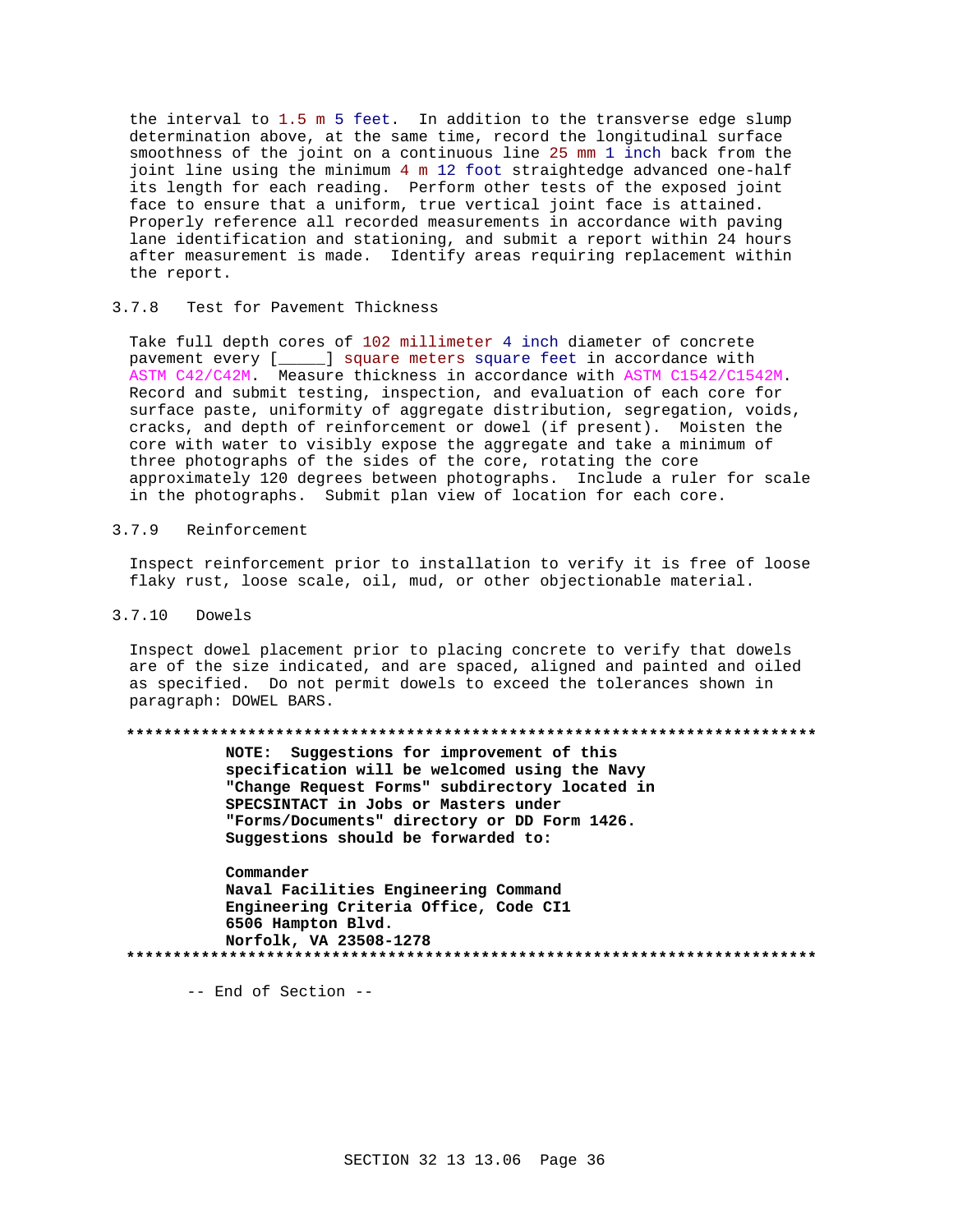the interval to 1.5 m 5 feet. In addition to the transverse edge slump determination above, at the same time, record the longitudinal surface smoothness of the joint on a continuous line 25 mm 1 inch back from the joint line using the minimum 4 m 12 foot straightedge advanced one-half its length for each reading. Perform other tests of the exposed joint face to ensure that a uniform, true vertical joint face is attained. Properly reference all recorded measurements in accordance with paving lane identification and stationing, and submit a report within 24 hours after measurement is made. Identify areas requiring replacement within the report.

### 3.7.8 Test for Pavement Thickness

Take full depth cores of 102 millimeter 4 inch diameter of concrete pavement every [_____] square meters square feet in accordance with ASTM C42/C42M. Measure thickness in accordance with ASTM C1542/C1542M. Record and submit testing, inspection, and evaluation of each core for surface paste, uniformity of aggregate distribution, segregation, voids, cracks, and depth of reinforcement or dowel (if present). Moisten the core with water to visibly expose the aggregate and take a minimum of three photographs of the sides of the core, rotating the core approximately 120 degrees between photographs. Include a ruler for scale in the photographs. Submit plan view of location for each core.

### 3.7.9 Reinforcement

Inspect reinforcement prior to installation to verify it is free of loose flaky rust, loose scale, oil, mud, or other objectionable material.

### 3.7.10 Dowels

Inspect dowel placement prior to placing concrete to verify that dowels are of the size indicated, and are spaced, aligned and painted and oiled as specified. Do not permit dowels to exceed the tolerances shown in paragraph: DOWEL BARS.

**************************************************************************

**NOTE: Suggestions for improvement of this specification will be welcomed using the Navy "Change Request Forms" subdirectory located in SPECSINTACT in Jobs or Masters under "Forms/Documents" directory or DD Form 1426. Suggestions should be forwarded to:**

**Commander**
**Naval Facilities Engineering Command**
**Engineering Criteria Office, Code CI1**
**6506 Hampton Blvd.**
**Norfolk, VA 23508-1278**

**************************************************************************

-- End of Section --